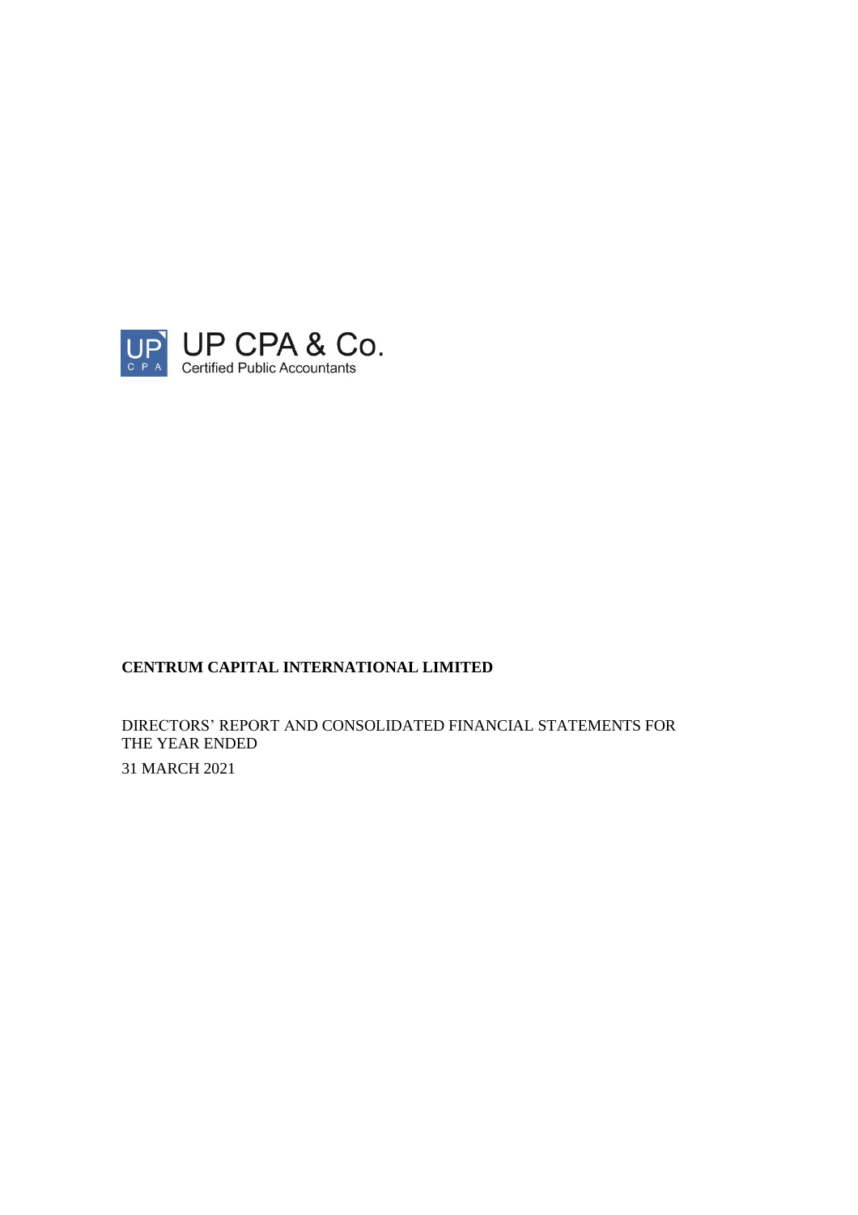UP CPA & Co.
Certified Public Accountants

**CENTRUM CAPITAL INTERNATIONAL LIMITED**

DIRECTORS' REPORT AND CONSOLIDATED FINANCIAL STATEMENTS FOR THE YEAR ENDED

31 MARCH 2021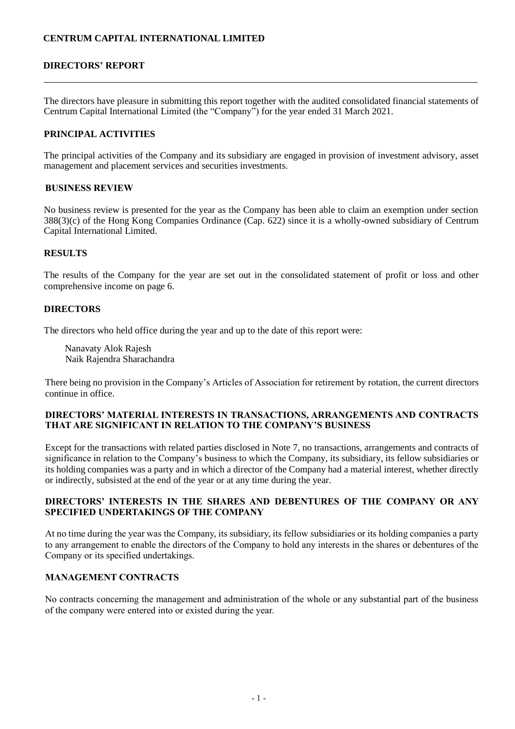**CENTRUM CAPITAL INTERNATIONAL LIMITED**

**DIRECTORS' REPORT**

The directors have pleasure in submitting this report together with the audited consolidated financial statements of Centrum Capital International Limited (the "Company") for the year ended 31 March 2021.

## PRINCIPAL ACTIVITIES

The principal activities of the Company and its subsidiary are engaged in provision of investment advisory, asset management and placement services and securities investments.

## BUSINESS REVIEW

No business review is presented for the year as the Company has been able to claim an exemption under section 388(3)(c) of the Hong Kong Companies Ordinance (Cap. 622) since it is a wholly-owned subsidiary of Centrum Capital International Limited.

## RESULTS

The results of the Company for the year are set out in the consolidated statement of profit or loss and other comprehensive income on page 6.

## DIRECTORS

The directors who held office during the year and up to the date of this report were:

Nanavaty Alok Rajesh
Naik Rajendra Sharachandra

There being no provision in the Company's Articles of Association for retirement by rotation, the current directors continue in office.

## DIRECTORS' MATERIAL INTERESTS IN TRANSACTIONS, ARRANGEMENTS AND CONTRACTS THAT ARE SIGNIFICANT IN RELATION TO THE COMPANY'S BUSINESS

Except for the transactions with related parties disclosed in Note 7, no transactions, arrangements and contracts of significance in relation to the Company's business to which the Company, its subsidiary, its fellow subsidiaries or its holding companies was a party and in which a director of the Company had a material interest, whether directly or indirectly, subsisted at the end of the year or at any time during the year.

## DIRECTORS' INTERESTS IN THE SHARES AND DEBENTURES OF THE COMPANY OR ANY SPECIFIED UNDERTAKINGS OF THE COMPANY

At no time during the year was the Company, its subsidiary, its fellow subsidiaries or its holding companies a party to any arrangement to enable the directors of the Company to hold any interests in the shares or debentures of the Company or its specified undertakings.

## MANAGEMENT CONTRACTS

No contracts concerning the management and administration of the whole or any substantial part of the business of the company were entered into or existed during the year.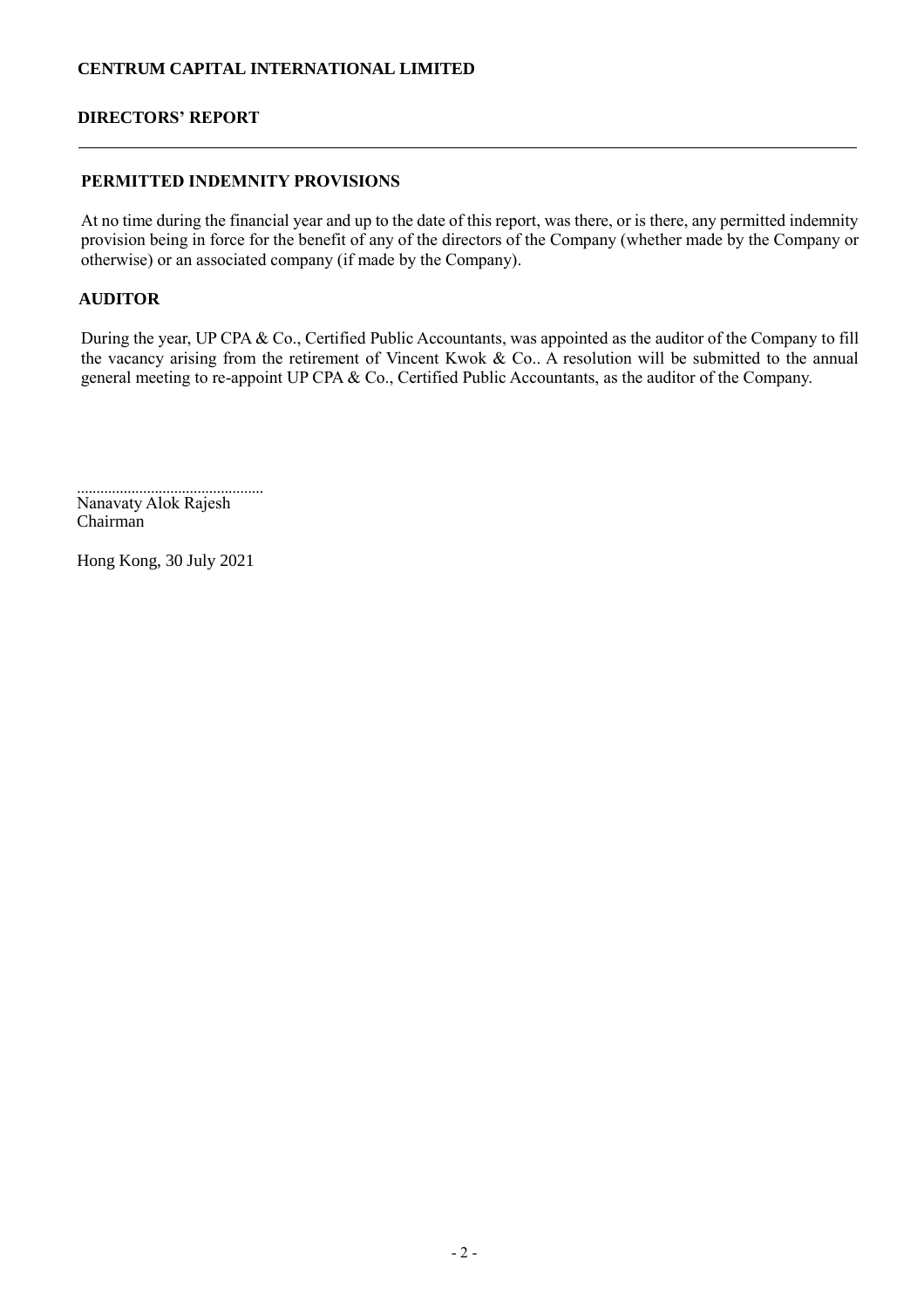## PERMITTED INDEMNITY PROVISIONS

At no time during the financial year and up to the date of this report, was there, or is there, any permitted indemnity provision being in force for the benefit of any of the directors of the Company (whether made by the Company or otherwise) or an associated company (if made by the Company).

## AUDITOR

During the year, UP CPA & Co., Certified Public Accountants, was appointed as the auditor of the Company to fill the vacancy arising from the retirement of Vincent Kwok & Co.. A resolution will be submitted to the annual general meeting to re-appoint UP CPA & Co., Certified Public Accountants, as the auditor of the Company.

...............................................

Nanavaty Alok Rajesh
Chairman

Hong Kong, 30 July 2021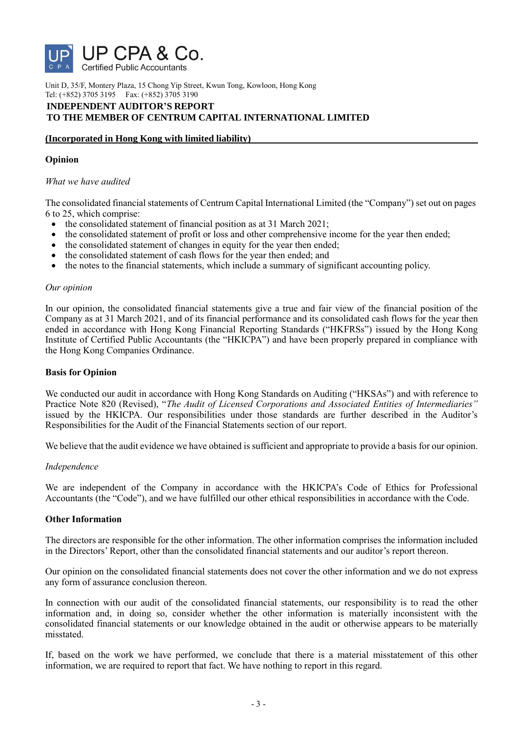UP CPA & Co.
Certified Public Accountants

Unit D, 35/F, Montery Plaza, 15 Chong Yip Street, Kwun Tong, Kowloon, Hong Kong
Tel: (+852) 3705 3195 Fax: (+852) 3705 3190

**INDEPENDENT AUDITOR'S REPORT**
**TO THE MEMBER OF CENTRUM CAPITAL INTERNATIONAL LIMITED**

**(Incorporated in Hong Kong with limited liability)**

## Opinion

*What we have audited*

The consolidated financial statements of Centrum Capital International Limited (the "Company") set out on pages 6 to 25, which comprise:

- the consolidated statement of financial position as at 31 March 2021;
- the consolidated statement of profit or loss and other comprehensive income for the year then ended;
- the consolidated statement of changes in equity for the year then ended;
- the consolidated statement of cash flows for the year then ended; and
- the notes to the financial statements, which include a summary of significant accounting policy.

*Our opinion*

In our opinion, the consolidated financial statements give a true and fair view of the financial position of the Company as at 31 March 2021, and of its financial performance and its consolidated cash flows for the year then ended in accordance with Hong Kong Financial Reporting Standards ("HKFRSs") issued by the Hong Kong Institute of Certified Public Accountants (the "HKICPA") and have been properly prepared in compliance with the Hong Kong Companies Ordinance.

## Basis for Opinion

We conducted our audit in accordance with Hong Kong Standards on Auditing ("HKSAs") and with reference to Practice Note 820 (Revised), "*The Audit of Licensed Corporations and Associated Entities of Intermediaries"* issued by the HKICPA. Our responsibilities under those standards are further described in the Auditor's Responsibilities for the Audit of the Financial Statements section of our report.

We believe that the audit evidence we have obtained is sufficient and appropriate to provide a basis for our opinion.

*Independence*

We are independent of the Company in accordance with the HKICPA's Code of Ethics for Professional Accountants (the "Code"), and we have fulfilled our other ethical responsibilities in accordance with the Code.

## Other Information

The directors are responsible for the other information. The other information comprises the information included in the Directors' Report, other than the consolidated financial statements and our auditor's report thereon.

Our opinion on the consolidated financial statements does not cover the other information and we do not express any form of assurance conclusion thereon.

In connection with our audit of the consolidated financial statements, our responsibility is to read the other information and, in doing so, consider whether the other information is materially inconsistent with the consolidated financial statements or our knowledge obtained in the audit or otherwise appears to be materially misstated.

If, based on the work we have performed, we conclude that there is a material misstatement of this other information, we are required to report that fact. We have nothing to report in this regard.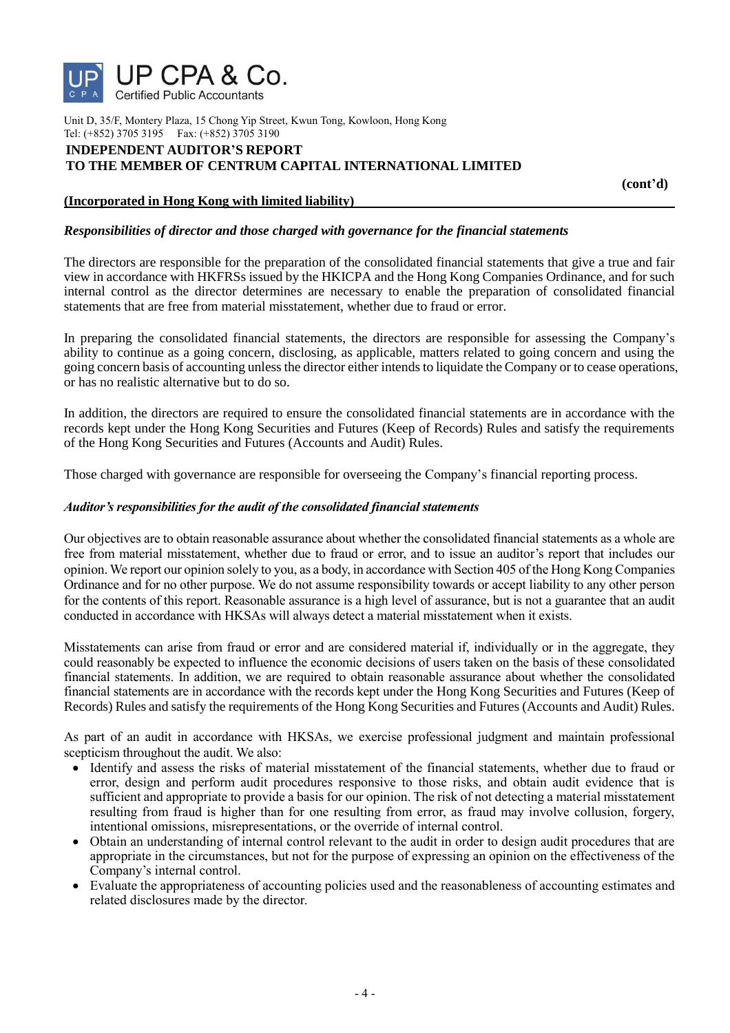**INDEPENDENT AUDITOR'S REPORT**
**TO THE MEMBER OF CENTRUM CAPITAL INTERNATIONAL LIMITED**

**(cont'd)**

**(Incorporated in Hong Kong with limited liability)**

***Responsibilities of director and those charged with governance for the financial statements***

The directors are responsible for the preparation of the consolidated financial statements that give a true and fair view in accordance with HKFRSs issued by the HKICPA and the Hong Kong Companies Ordinance, and for such internal control as the director determines are necessary to enable the preparation of consolidated financial statements that are free from material misstatement, whether due to fraud or error.

In preparing the consolidated financial statements, the directors are responsible for assessing the Company's ability to continue as a going concern, disclosing, as applicable, matters related to going concern and using the going concern basis of accounting unless the director either intends to liquidate the Company or to cease operations, or has no realistic alternative but to do so.

In addition, the directors are required to ensure the consolidated financial statements are in accordance with the records kept under the Hong Kong Securities and Futures (Keep of Records) Rules and satisfy the requirements of the Hong Kong Securities and Futures (Accounts and Audit) Rules.

Those charged with governance are responsible for overseeing the Company's financial reporting process.

***Auditor's responsibilities for the audit of the consolidated financial statements***

Our objectives are to obtain reasonable assurance about whether the consolidated financial statements as a whole are free from material misstatement, whether due to fraud or error, and to issue an auditor's report that includes our opinion. We report our opinion solely to you, as a body, in accordance with Section 405 of the Hong Kong Companies Ordinance and for no other purpose. We do not assume responsibility towards or accept liability to any other person for the contents of this report. Reasonable assurance is a high level of assurance, but is not a guarantee that an audit conducted in accordance with HKSAs will always detect a material misstatement when it exists.

Misstatements can arise from fraud or error and are considered material if, individually or in the aggregate, they could reasonably be expected to influence the economic decisions of users taken on the basis of these consolidated financial statements. In addition, we are required to obtain reasonable assurance about whether the consolidated financial statements are in accordance with the records kept under the Hong Kong Securities and Futures (Keep of Records) Rules and satisfy the requirements of the Hong Kong Securities and Futures (Accounts and Audit) Rules.

As part of an audit in accordance with HKSAs, we exercise professional judgment and maintain professional scepticism throughout the audit. We also:

- Identify and assess the risks of material misstatement of the financial statements, whether due to fraud or error, design and perform audit procedures responsive to those risks, and obtain audit evidence that is sufficient and appropriate to provide a basis for our opinion. The risk of not detecting a material misstatement resulting from fraud is higher than for one resulting from error, as fraud may involve collusion, forgery, intentional omissions, misrepresentations, or the override of internal control.
- Obtain an understanding of internal control relevant to the audit in order to design audit procedures that are appropriate in the circumstances, but not for the purpose of expressing an opinion on the effectiveness of the Company's internal control.
- Evaluate the appropriateness of accounting policies used and the reasonableness of accounting estimates and related disclosures made by the director.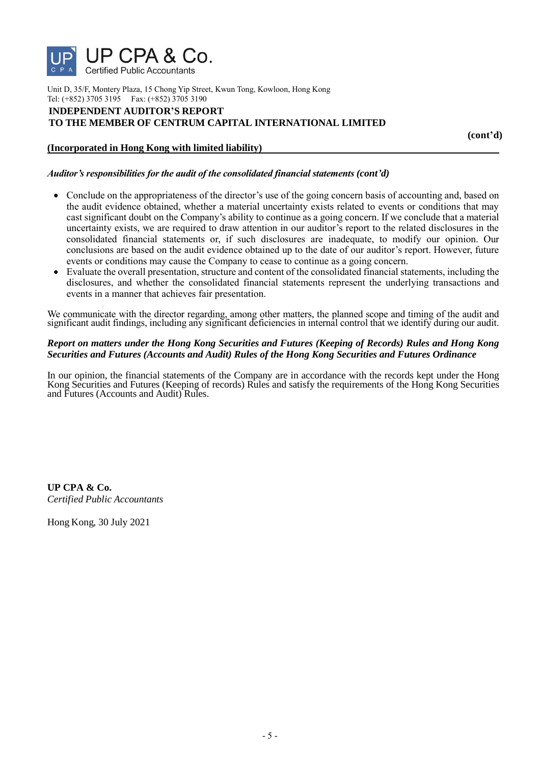**INDEPENDENT AUDITOR'S REPORT**
**TO THE MEMBER OF CENTRUM CAPITAL INTERNATIONAL LIMITED**

**(cont'd)**

**(Incorporated in Hong Kong with limited liability)**

***Auditor's responsibilities for the audit of the consolidated financial statements (cont'd)***

- Conclude on the appropriateness of the director's use of the going concern basis of accounting and, based on the audit evidence obtained, whether a material uncertainty exists related to events or conditions that may cast significant doubt on the Company's ability to continue as a going concern. If we conclude that a material uncertainty exists, we are required to draw attention in our auditor's report to the related disclosures in the consolidated financial statements or, if such disclosures are inadequate, to modify our opinion. Our conclusions are based on the audit evidence obtained up to the date of our auditor's report. However, future events or conditions may cause the Company to cease to continue as a going concern.
- Evaluate the overall presentation, structure and content of the consolidated financial statements, including the disclosures, and whether the consolidated financial statements represent the underlying transactions and events in a manner that achieves fair presentation.

We communicate with the director regarding, among other matters, the planned scope and timing of the audit and significant audit findings, including any significant deficiencies in internal control that we identify during our audit.

***Report on matters under the Hong Kong Securities and Futures (Keeping of Records) Rules and Hong Kong Securities and Futures (Accounts and Audit) Rules of the Hong Kong Securities and Futures Ordinance***

In our opinion, the financial statements of the Company are in accordance with the records kept under the Hong Kong Securities and Futures (Keeping of records) Rules and satisfy the requirements of the Hong Kong Securities and Futures (Accounts and Audit) Rules.

**UP CPA & Co.**
*Certified Public Accountants*

Hong Kong, 30 July 2021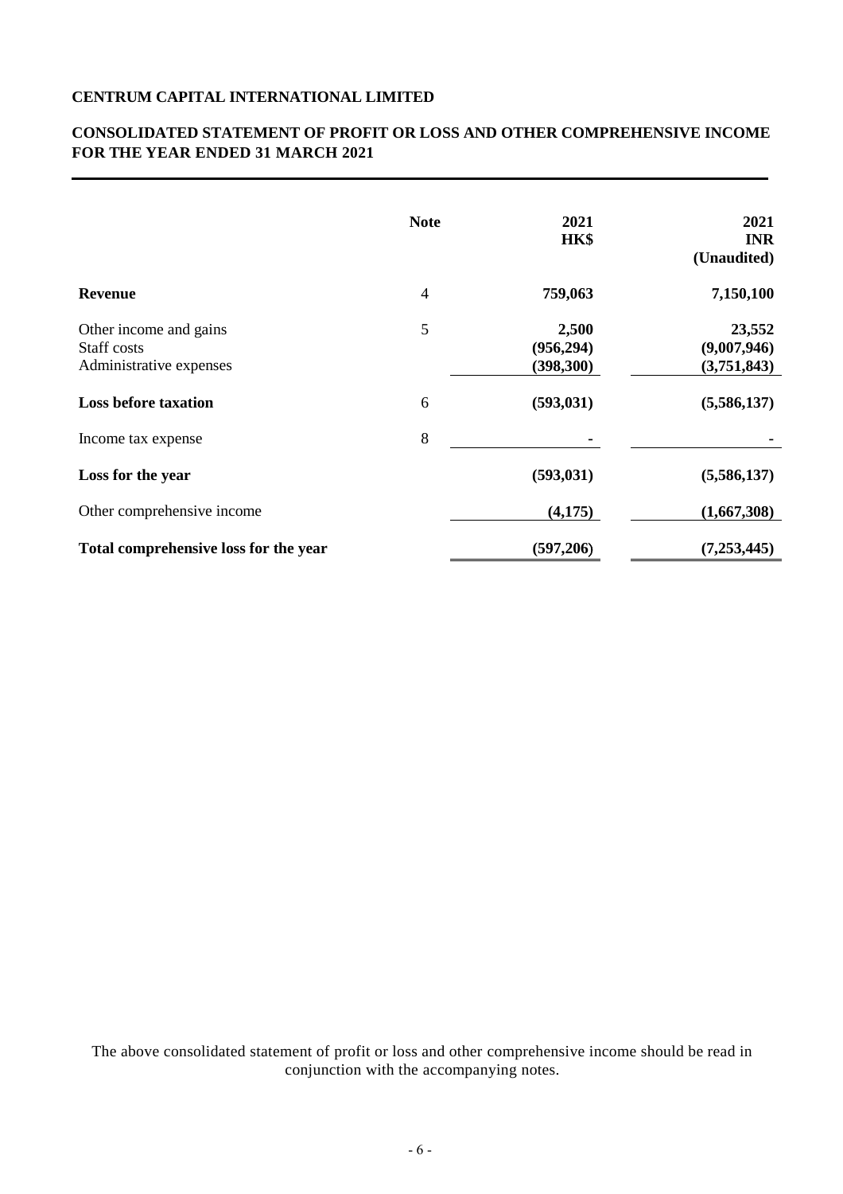**CENTRUM CAPITAL INTERNATIONAL LIMITED**

**CONSOLIDATED STATEMENT OF PROFIT OR LOSS AND OTHER COMPREHENSIVE INCOME FOR THE YEAR ENDED 31 MARCH 2021**

| | Note | 2021 HK$ | 2021 INR (Unaudited) |
|---|---|---|---|
| **Revenue** | 4 | **759,063** | **7,150,100** |
| Other income and gains | 5 | **2,500** | **23,552** |
| Staff costs | | **(956,294)** | **(9,007,946)** |
| Administrative expenses | | **(398,300)** | **(3,751,843)** |
| **Loss before taxation** | 6 | **(593,031)** | **(5,586,137)** |
| Income tax expense | 8 | **-** | **-** |
| **Loss for the year** | | **(593,031)** | **(5,586,137)** |
| Other comprehensive income | | **(4,175)** | **(1,667,308)** |
| **Total comprehensive loss for the year** | | **(597,206)** | **(7,253,445)** |

The above consolidated statement of profit or loss and other comprehensive income should be read in conjunction with the accompanying notes.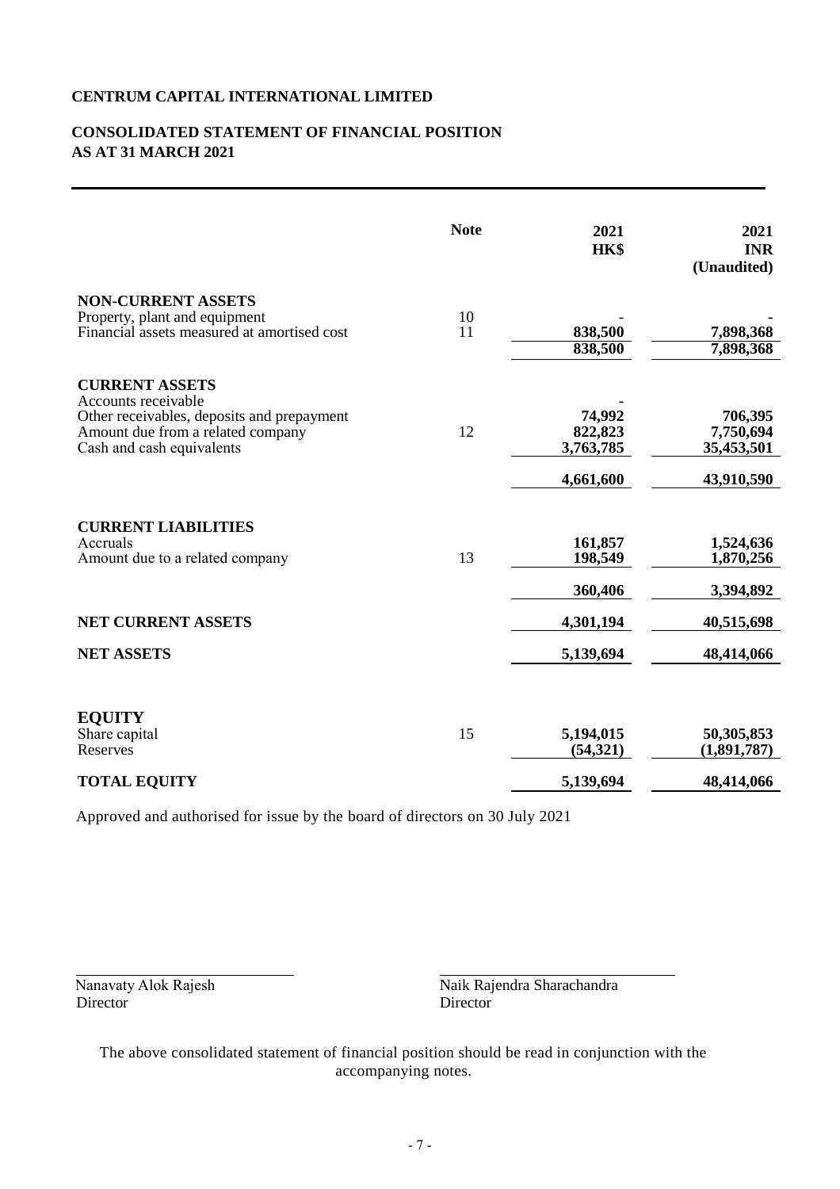**CENTRUM CAPITAL INTERNATIONAL LIMITED**

**CONSOLIDATED STATEMENT OF FINANCIAL POSITION**
**AS AT 31 MARCH 2021**

| | Note | 2021 HK$ | 2021 INR (Unaudited) |
|---|---|---|---|
| **NON-CURRENT ASSETS** | | | |
| Property, plant and equipment | 10 | - | - |
| Financial assets measured at amortised cost | 11 | 838,500 | 7,898,368 |
| | | 838,500 | 7,898,368 |
| **CURRENT ASSETS** | | | |
| Accounts receivable | | - | |
| Other receivables, deposits and prepayment | | 74,992 | 706,395 |
| Amount due from a related company | 12 | 822,823 | 7,750,694 |
| Cash and cash equivalents | | 3,763,785 | 35,453,501 |
| | | 4,661,600 | 43,910,590 |
| **CURRENT LIABILITIES** | | | |
| Accruals | | 161,857 | 1,524,636 |
| Amount due to a related company | 13 | 198,549 | 1,870,256 |
| | | 360,406 | 3,394,892 |
| **NET CURRENT ASSETS** | | 4,301,194 | 40,515,698 |
| **NET ASSETS** | | 5,139,694 | 48,414,066 |
| **EQUITY** | | | |
| Share capital | 15 | 5,194,015 | 50,305,853 |
| Reserves | | (54,321) | (1,891,787) |
| **TOTAL EQUITY** | | 5,139,694 | 48,414,066 |

Approved and authorised for issue by the board of directors on 30 July 2021

Nanavaty Alok Rajesh
Director

Naik Rajendra Sharachandra
Director

The above consolidated statement of financial position should be read in conjunction with the accompanying notes.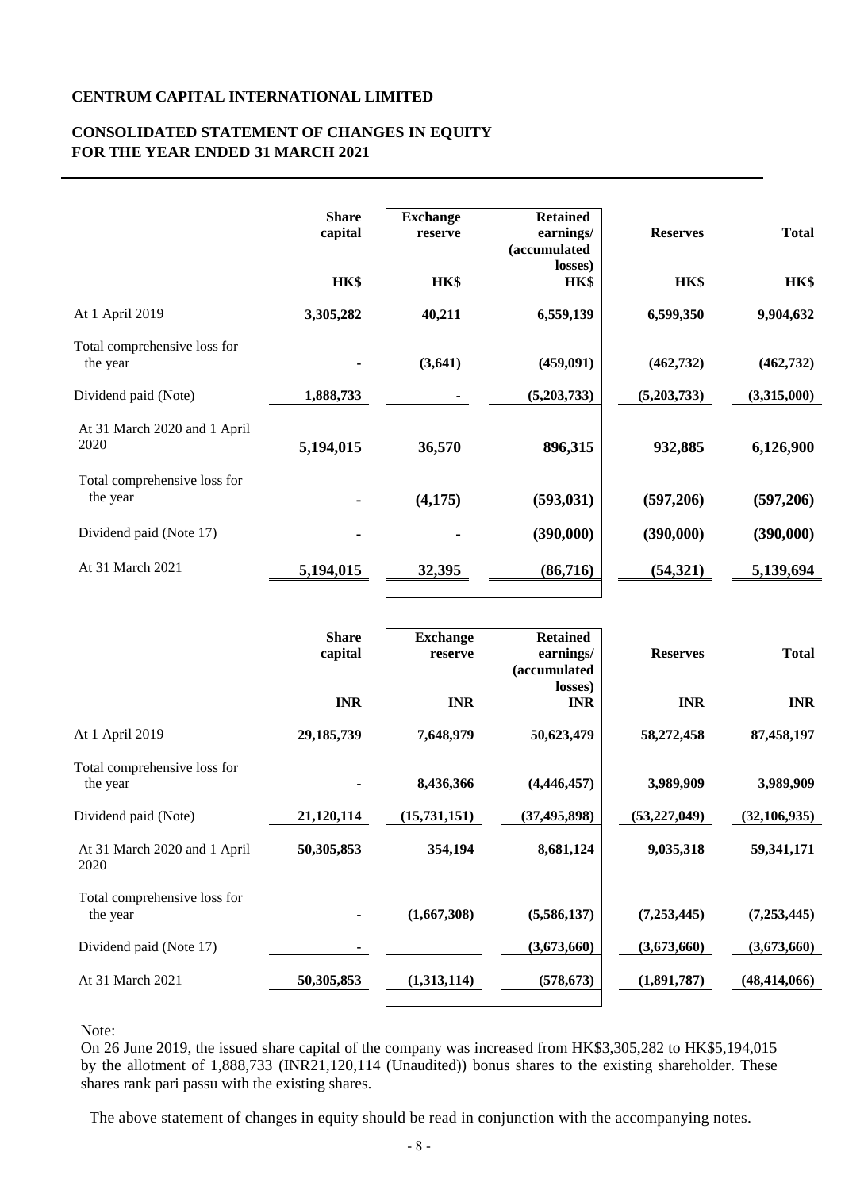**CENTRUM CAPITAL INTERNATIONAL LIMITED**

**CONSOLIDATED STATEMENT OF CHANGES IN EQUITY**
**FOR THE YEAR ENDED 31 MARCH 2021**

| | Share capital | Exchange reserve | Retained earnings/ (accumulated losses) | Reserves | Total |
|---|---|---|---|---|---|
| | HK$ | HK$ | HK$ | HK$ | HK$ |
| At 1 April 2019 | 3,305,282 | 40,211 | 6,559,139 | 6,599,350 | 9,904,632 |
| Total comprehensive loss for the year | - | (3,641) | (459,091) | (462,732) | (462,732) |
| Dividend paid (Note) | 1,888,733 | - | (5,203,733) | (5,203,733) | (3,315,000) |
| At 31 March 2020 and 1 April 2020 | **5,194,015** | **36,570** | **896,315** | **932,885** | **6,126,900** |
| Total comprehensive loss for the year | **-** | **(4,175)** | **(593,031)** | **(597,206)** | **(597,206)** |
| Dividend paid (Note 17) | **-** | **-** | **(390,000)** | **(390,000)** | **(390,000)** |
| At 31 March 2021 | **5,194,015** | **32,395** | **(86,716)** | **(54,321)** | **5,139,694** |

| | Share capital | Exchange reserve | Retained earnings/ (accumulated losses) | Reserves | Total |
|---|---|---|---|---|---|
| | INR | INR | INR | INR | INR |
| At 1 April 2019 | 29,185,739 | 7,648,979 | 50,623,479 | 58,272,458 | 87,458,197 |
| Total comprehensive loss for the year | - | 8,436,366 | (4,446,457) | 3,989,909 | 3,989,909 |
| Dividend paid (Note) | 21,120,114 | (15,731,151) | (37,495,898) | (53,227,049) | (32,106,935) |
| At 31 March 2020 and 1 April 2020 | 50,305,853 | 354,194 | 8,681,124 | 9,035,318 | 59,341,171 |
| Total comprehensive loss for the year | - | (1,667,308) | (5,586,137) | (7,253,445) | (7,253,445) |
| Dividend paid (Note 17) | - | | (3,673,660) | (3,673,660) | (3,673,660) |
| At 31 March 2021 | 50,305,853 | (1,313,114) | (578,673) | (1,891,787) | (48,414,066) |

Note:
On 26 June 2019, the issued share capital of the company was increased from HK$3,305,282 to HK$5,194,015 by the allotment of 1,888,733 (INR21,120,114 (Unaudited)) bonus shares to the existing shareholder. These shares rank pari passu with the existing shares.

The above statement of changes in equity should be read in conjunction with the accompanying notes.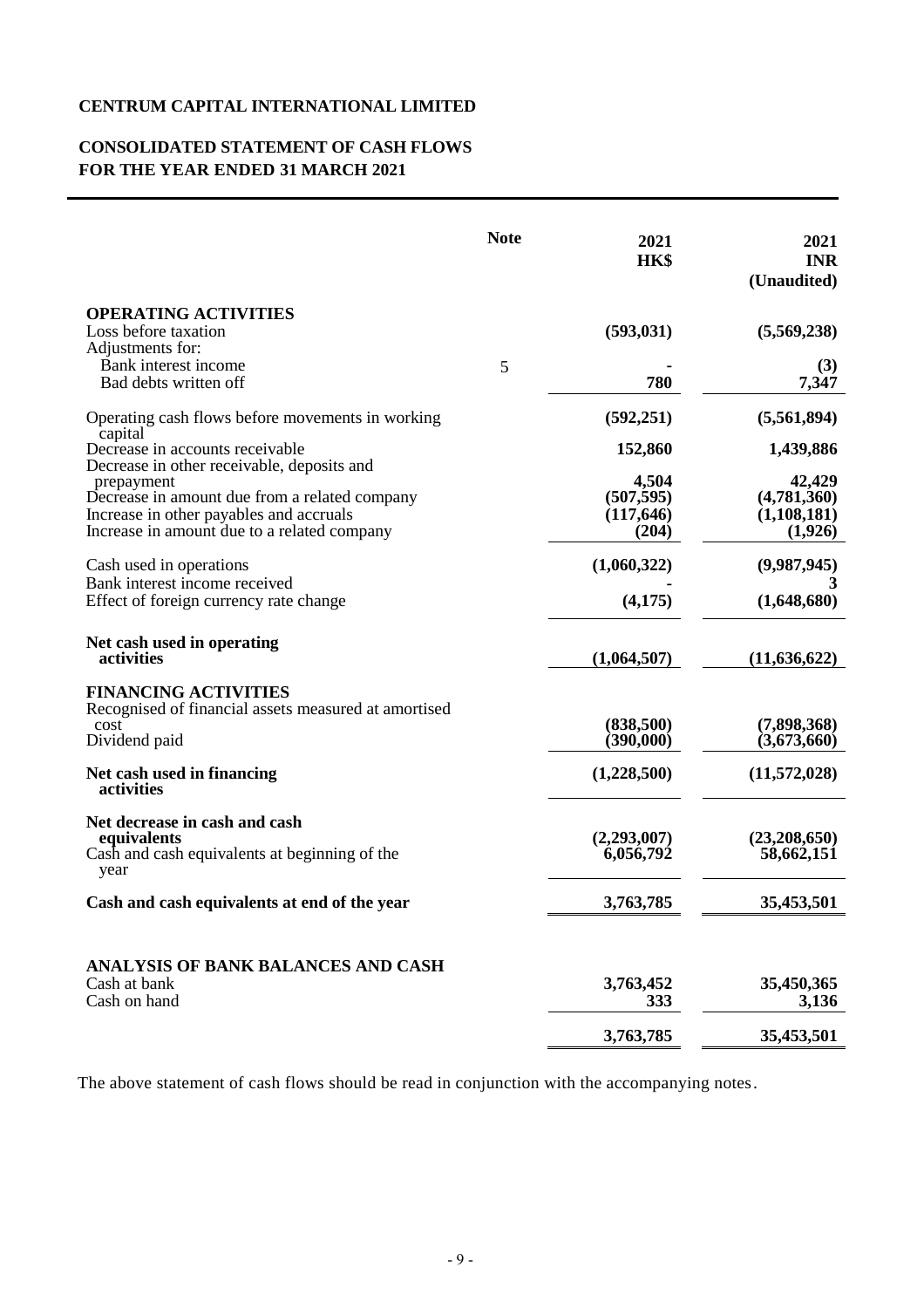**CENTRUM CAPITAL INTERNATIONAL LIMITED**

**CONSOLIDATED STATEMENT OF CASH FLOWS**
**FOR THE YEAR ENDED 31 MARCH 2021**

| | Note | 2021 HK$ | 2021 INR (Unaudited) |
|---|---|---|---|
| **OPERATING ACTIVITIES** | | | |
| Loss before taxation | | **(593,031)** | **(5,569,238)** |
| Adjustments for: | | | |
| Bank interest income | 5 | **-** | **(3)** |
| Bad debts written off | | **780** | **7,347** |
| Operating cash flows before movements in working capital | | **(592,251)** | **(5,561,894)** |
| Decrease in accounts receivable | | **152,860** | **1,439,886** |
| Decrease in other receivable, deposits and prepayment | | **4,504** | **42,429** |
| Decrease in amount due from a related company | | **(507,595)** | **(4,781,360)** |
| Increase in other payables and accruals | | **(117,646)** | **(1,108,181)** |
| Increase in amount due to a related company | | **(204)** | **(1,926)** |
| Cash used in operations | | **(1,060,322)** | **(9,987,945)** |
| Bank interest income received | | **-** | **3** |
| Effect of foreign currency rate change | | **(4,175)** | **(1,648,680)** |
| **Net cash used in operating activities** | | **(1,064,507)** | **(11,636,622)** |
| **FINANCING ACTIVITIES** | | | |
| Recognised of financial assets measured at amortised cost | | **(838,500)** | **(7,898,368)** |
| Dividend paid | | **(390,000)** | **(3,673,660)** |
| **Net cash used in financing activities** | | **(1,228,500)** | **(11,572,028)** |
| **Net decrease in cash and cash equivalents** | | **(2,293,007)** | **(23,208,650)** |
| Cash and cash equivalents at beginning of the year | | **6,056,792** | **58,662,151** |
| **Cash and cash equivalents at end of the year** | | **3,763,785** | **35,453,501** |
| | | | |
| **ANALYSIS OF BANK BALANCES AND CASH** | | | |
| Cash at bank | | **3,763,452** | **35,450,365** |
| Cash on hand | | **333** | **3,136** |
| | | **3,763,785** | **35,453,501** |

The above statement of cash flows should be read in conjunction with the accompanying notes.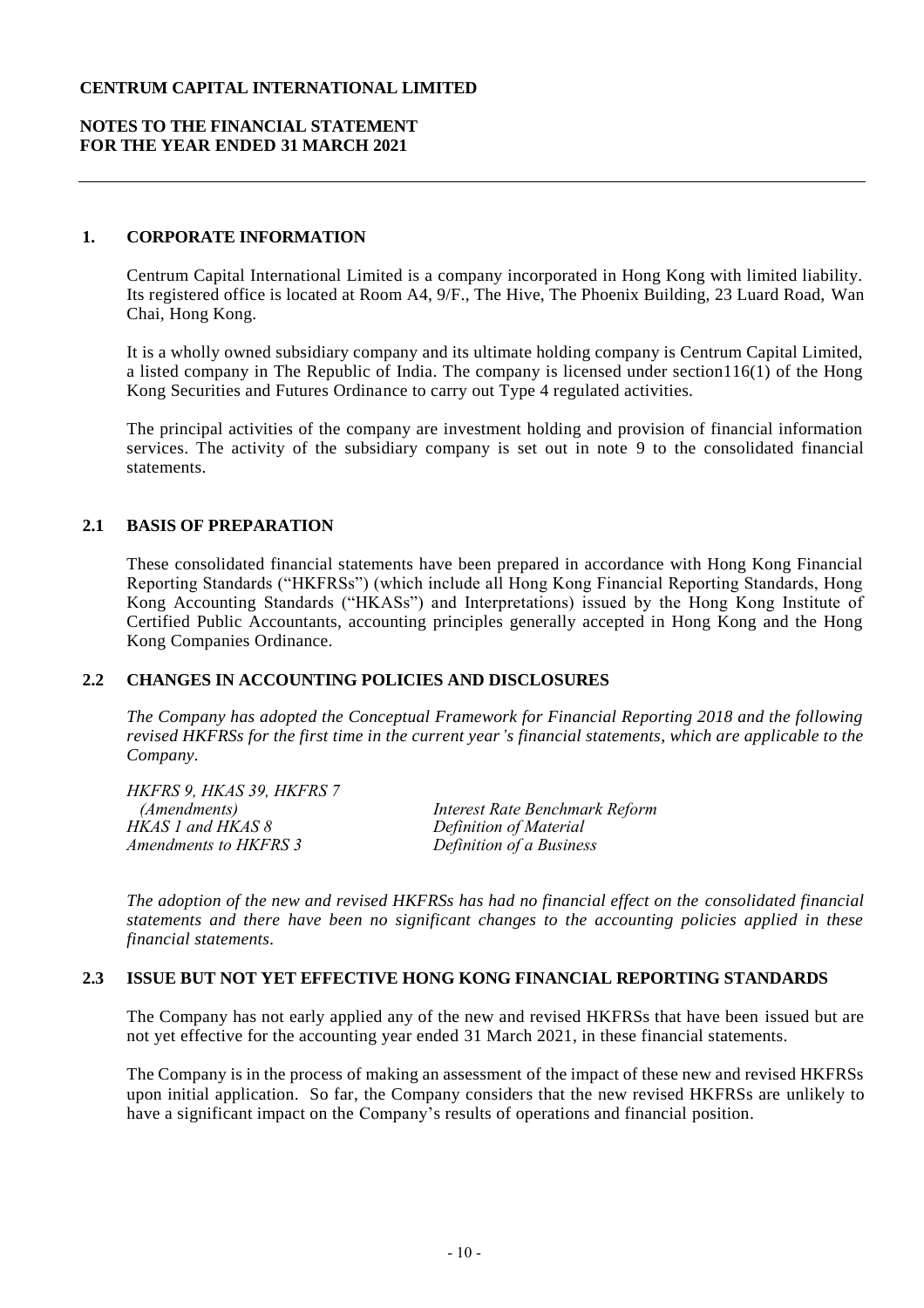**CENTRUM CAPITAL INTERNATIONAL LIMITED**

**NOTES TO THE FINANCIAL STATEMENT**
**FOR THE YEAR ENDED 31 MARCH 2021**

## 1. CORPORATE INFORMATION

Centrum Capital International Limited is a company incorporated in Hong Kong with limited liability. Its registered office is located at Room A4, 9/F., The Hive, The Phoenix Building, 23 Luard Road, Wan Chai, Hong Kong.

It is a wholly owned subsidiary company and its ultimate holding company is Centrum Capital Limited, a listed company in The Republic of India. The company is licensed under section116(1) of the Hong Kong Securities and Futures Ordinance to carry out Type 4 regulated activities.

The principal activities of the company are investment holding and provision of financial information services. The activity of the subsidiary company is set out in note 9 to the consolidated financial statements.

## 2.1 BASIS OF PREPARATION

These consolidated financial statements have been prepared in accordance with Hong Kong Financial Reporting Standards ("HKFRSs") (which include all Hong Kong Financial Reporting Standards, Hong Kong Accounting Standards ("HKASs") and Interpretations) issued by the Hong Kong Institute of Certified Public Accountants, accounting principles generally accepted in Hong Kong and the Hong Kong Companies Ordinance.

## 2.2 CHANGES IN ACCOUNTING POLICIES AND DISCLOSURES

*The Company has adopted the Conceptual Framework for Financial Reporting 2018 and the following revised HKFRSs for the first time in the current year's financial statements, which are applicable to the Company.*

| | |
|---|---|
| *HKFRS 9, HKAS 39, HKFRS 7 (Amendments)* | *Interest Rate Benchmark Reform* |
| *HKAS 1 and HKAS 8* | *Definition of Material* |
| *Amendments to HKFRS 3* | *Definition of a Business* |

*The adoption of the new and revised HKFRSs has had no financial effect on the consolidated financial statements and there have been no significant changes to the accounting policies applied in these financial statements.*

## 2.3 ISSUE BUT NOT YET EFFECTIVE HONG KONG FINANCIAL REPORTING STANDARDS

The Company has not early applied any of the new and revised HKFRSs that have been issued but are not yet effective for the accounting year ended 31 March 2021, in these financial statements.

The Company is in the process of making an assessment of the impact of these new and revised HKFRSs upon initial application. So far, the Company considers that the new revised HKFRSs are unlikely to have a significant impact on the Company's results of operations and financial position.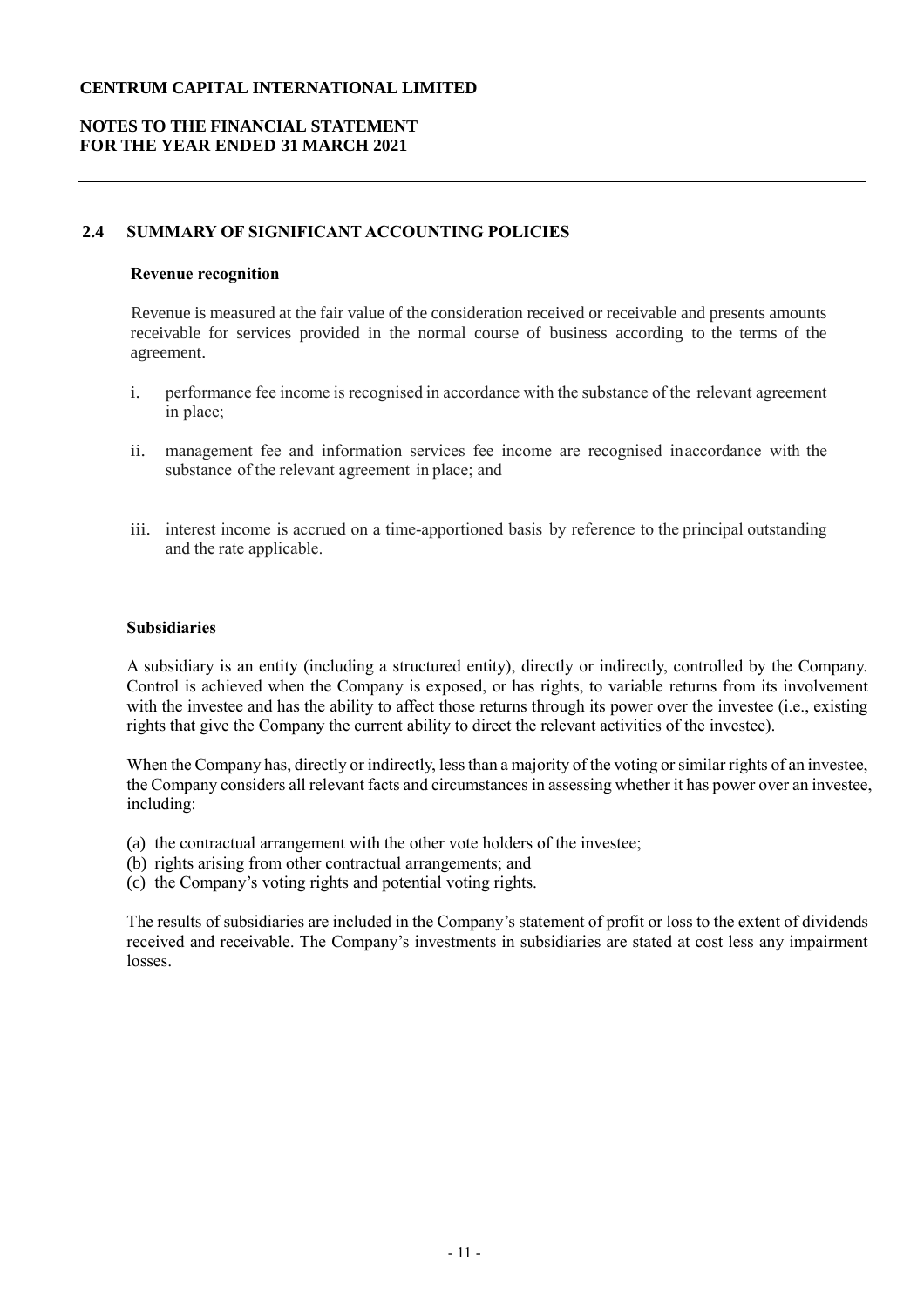## 2.4 SUMMARY OF SIGNIFICANT ACCOUNTING POLICIES

### Revenue recognition

Revenue is measured at the fair value of the consideration received or receivable and presents amounts receivable for services provided in the normal course of business according to the terms of the agreement.

i. performance fee income is recognised in accordance with the substance of the relevant agreement in place;

ii. management fee and information services fee income are recognised inaccordance with the substance of the relevant agreement in place; and

iii. interest income is accrued on a time-apportioned basis by reference to the principal outstanding and the rate applicable.

### Subsidiaries

A subsidiary is an entity (including a structured entity), directly or indirectly, controlled by the Company. Control is achieved when the Company is exposed, or has rights, to variable returns from its involvement with the investee and has the ability to affect those returns through its power over the investee (i.e., existing rights that give the Company the current ability to direct the relevant activities of the investee).

When the Company has, directly or indirectly, less than a majority of the voting or similar rights of an investee, the Company considers all relevant facts and circumstances in assessing whether it has power over an investee, including:

(a) the contractual arrangement with the other vote holders of the investee;
(b) rights arising from other contractual arrangements; and
(c) the Company's voting rights and potential voting rights.

The results of subsidiaries are included in the Company's statement of profit or loss to the extent of dividends received and receivable. The Company's investments in subsidiaries are stated at cost less any impairment losses.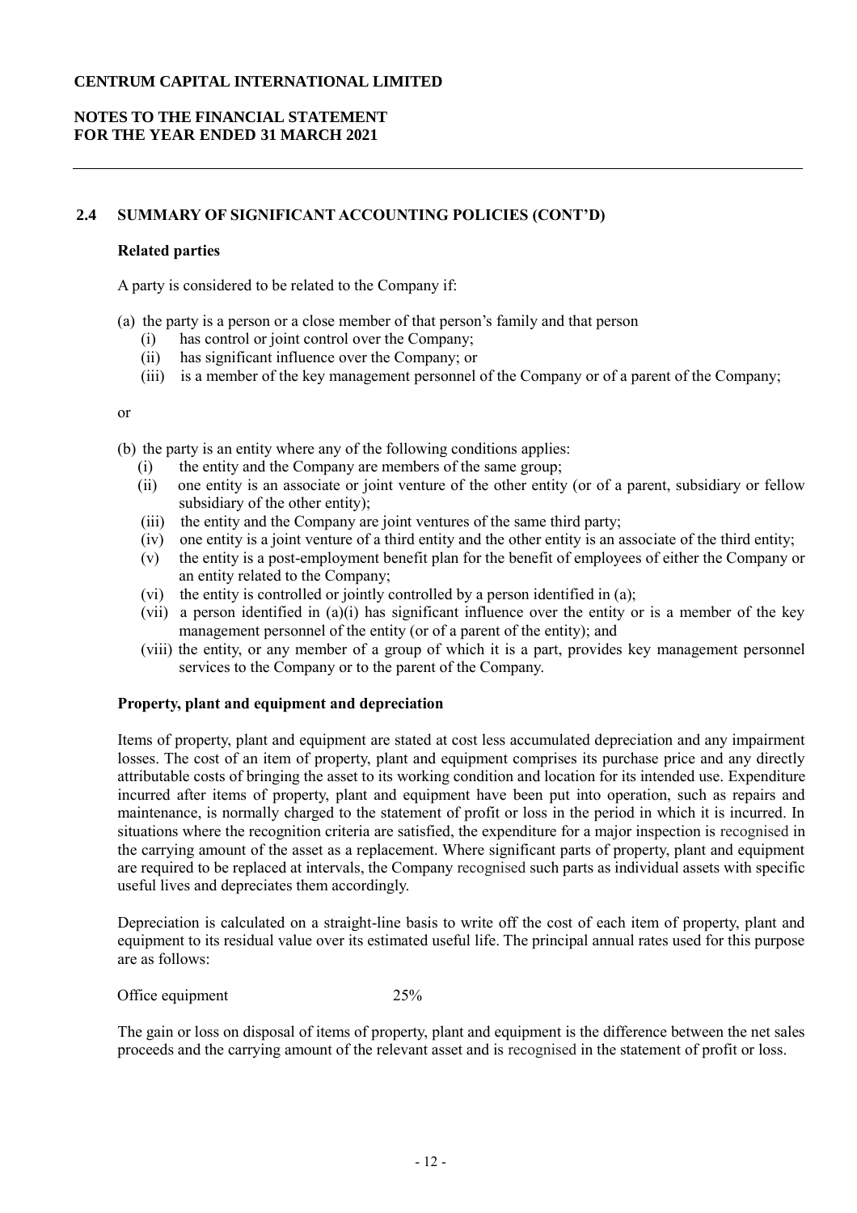## 2.4 SUMMARY OF SIGNIFICANT ACCOUNTING POLICIES (CONT'D)

### Related parties

A party is considered to be related to the Company if:

(a) the party is a person or a close member of that person's family and that person
   - (i) has control or joint control over the Company;
   - (ii) has significant influence over the Company; or
   - (iii) is a member of the key management personnel of the Company or of a parent of the Company;

or

(b) the party is an entity where any of the following conditions applies:
   - (i) the entity and the Company are members of the same group;
   - (ii) one entity is an associate or joint venture of the other entity (or of a parent, subsidiary or fellow subsidiary of the other entity);
   - (iii) the entity and the Company are joint ventures of the same third party;
   - (iv) one entity is a joint venture of a third entity and the other entity is an associate of the third entity;
   - (v) the entity is a post-employment benefit plan for the benefit of employees of either the Company or an entity related to the Company;
   - (vi) the entity is controlled or jointly controlled by a person identified in (a);
   - (vii) a person identified in (a)(i) has significant influence over the entity or is a member of the key management personnel of the entity (or of a parent of the entity); and
   - (viii) the entity, or any member of a group of which it is a part, provides key management personnel services to the Company or to the parent of the Company.

### Property, plant and equipment and depreciation

Items of property, plant and equipment are stated at cost less accumulated depreciation and any impairment losses. The cost of an item of property, plant and equipment comprises its purchase price and any directly attributable costs of bringing the asset to its working condition and location for its intended use. Expenditure incurred after items of property, plant and equipment have been put into operation, such as repairs and maintenance, is normally charged to the statement of profit or loss in the period in which it is incurred. In situations where the recognition criteria are satisfied, the expenditure for a major inspection is recognised in the carrying amount of the asset as a replacement. Where significant parts of property, plant and equipment are required to be replaced at intervals, the Company recognised such parts as individual assets with specific useful lives and depreciates them accordingly.

Depreciation is calculated on a straight-line basis to write off the cost of each item of property, plant and equipment to its residual value over its estimated useful life. The principal annual rates used for this purpose are as follows:

| | |
|---|---|
| Office equipment | 25% |

The gain or loss on disposal of items of property, plant and equipment is the difference between the net sales proceeds and the carrying amount of the relevant asset and is recognised in the statement of profit or loss.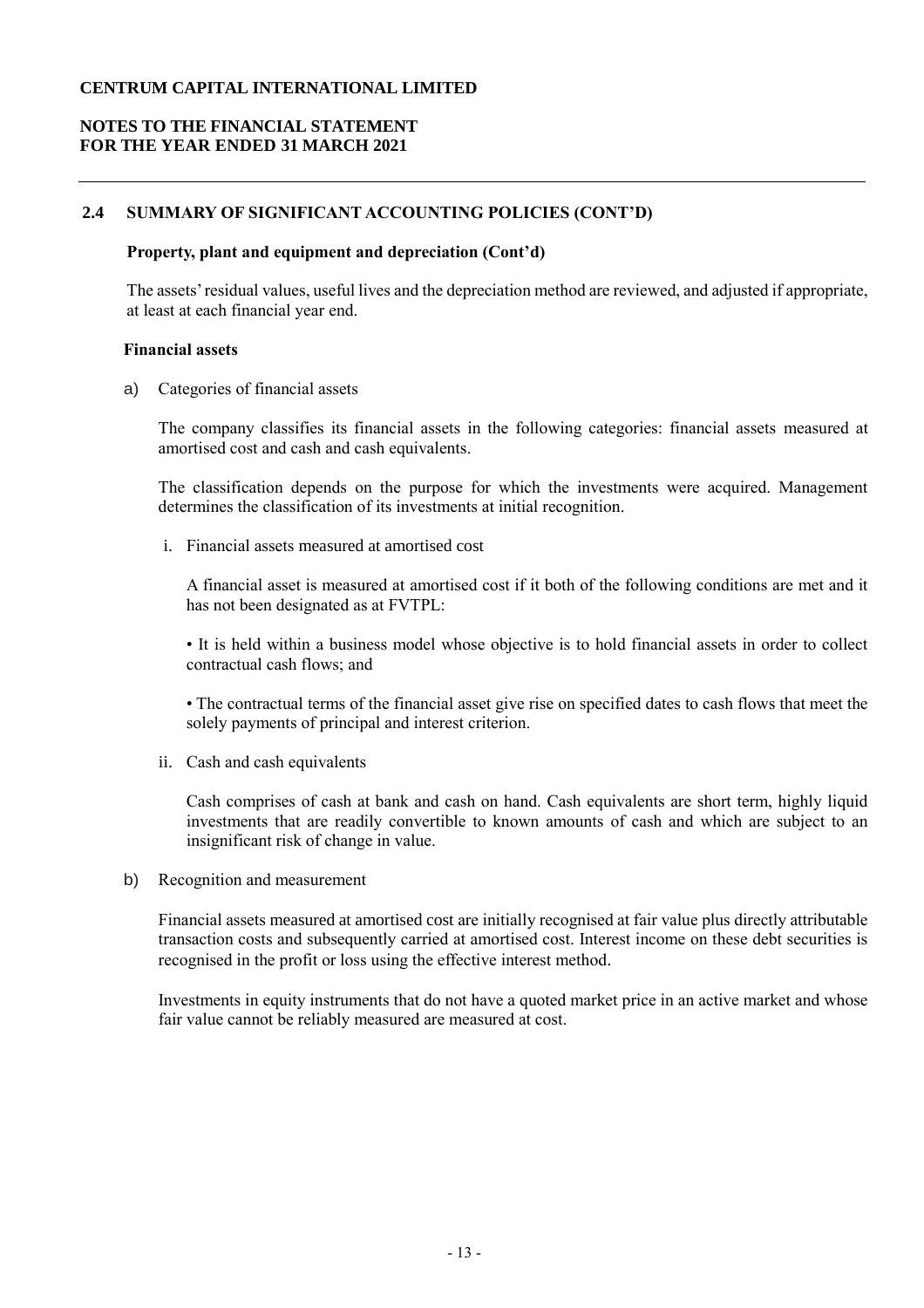## 2.4 SUMMARY OF SIGNIFICANT ACCOUNTING POLICIES (CONT'D)

### Property, plant and equipment and depreciation (Cont'd)

The assets' residual values, useful lives and the depreciation method are reviewed, and adjusted if appropriate, at least at each financial year end.

### Financial assets

a) Categories of financial assets

The company classifies its financial assets in the following categories: financial assets measured at amortised cost and cash and cash equivalents.

The classification depends on the purpose for which the investments were acquired. Management determines the classification of its investments at initial recognition.

i. Financial assets measured at amortised cost

A financial asset is measured at amortised cost if it both of the following conditions are met and it has not been designated as at FVTPL:

• It is held within a business model whose objective is to hold financial assets in order to collect contractual cash flows; and

• The contractual terms of the financial asset give rise on specified dates to cash flows that meet the solely payments of principal and interest criterion.

ii. Cash and cash equivalents

Cash comprises of cash at bank and cash on hand. Cash equivalents are short term, highly liquid investments that are readily convertible to known amounts of cash and which are subject to an insignificant risk of change in value.

b) Recognition and measurement

Financial assets measured at amortised cost are initially recognised at fair value plus directly attributable transaction costs and subsequently carried at amortised cost. Interest income on these debt securities is recognised in the profit or loss using the effective interest method.

Investments in equity instruments that do not have a quoted market price in an active market and whose fair value cannot be reliably measured are measured at cost.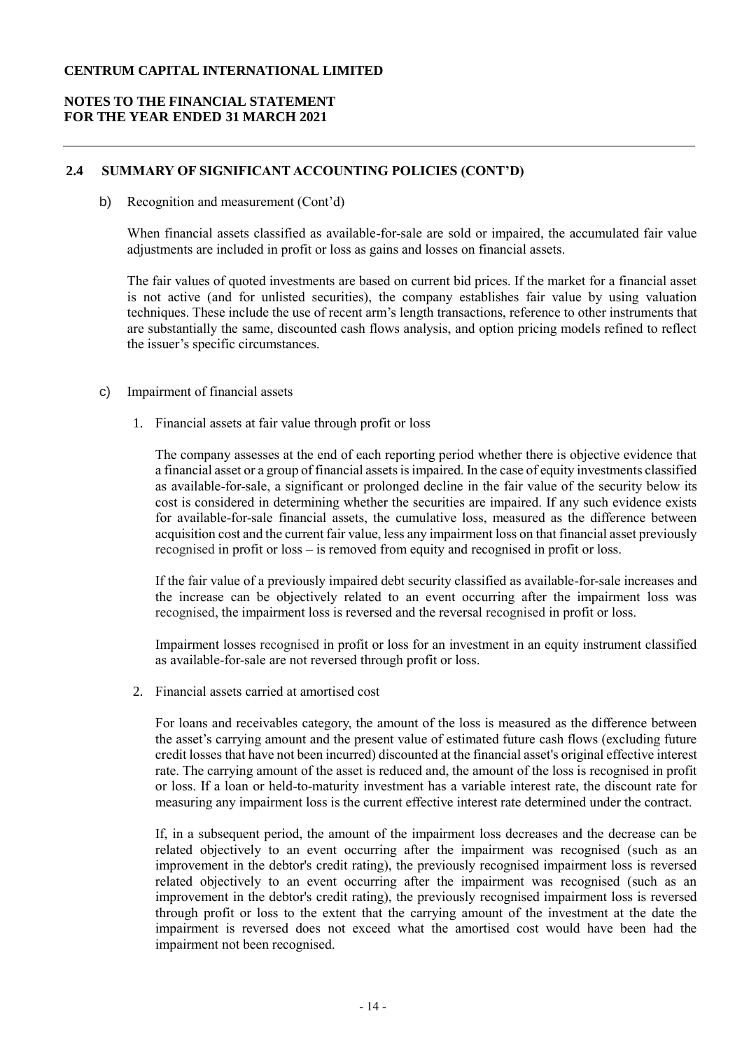### 2.4 SUMMARY OF SIGNIFICANT ACCOUNTING POLICIES (CONT'D)

b) Recognition and measurement (Cont'd)

When financial assets classified as available-for-sale are sold or impaired, the accumulated fair value adjustments are included in profit or loss as gains and losses on financial assets.

The fair values of quoted investments are based on current bid prices. If the market for a financial asset is not active (and for unlisted securities), the company establishes fair value by using valuation techniques. These include the use of recent arm's length transactions, reference to other instruments that are substantially the same, discounted cash flows analysis, and option pricing models refined to reflect the issuer's specific circumstances.

c) Impairment of financial assets

1. Financial assets at fair value through profit or loss

   The company assesses at the end of each reporting period whether there is objective evidence that a financial asset or a group of financial assets is impaired. In the case of equity investments classified as available-for-sale, a significant or prolonged decline in the fair value of the security below its cost is considered in determining whether the securities are impaired. If any such evidence exists for available-for-sale financial assets, the cumulative loss, measured as the difference between acquisition cost and the current fair value, less any impairment loss on that financial asset previously recognised in profit or loss – is removed from equity and recognised in profit or loss.

   If the fair value of a previously impaired debt security classified as available-for-sale increases and the increase can be objectively related to an event occurring after the impairment loss was recognised, the impairment loss is reversed and the reversal recognised in profit or loss.

   Impairment losses recognised in profit or loss for an investment in an equity instrument classified as available-for-sale are not reversed through profit or loss.

2. Financial assets carried at amortised cost

   For loans and receivables category, the amount of the loss is measured as the difference between the asset's carrying amount and the present value of estimated future cash flows (excluding future credit losses that have not been incurred) discounted at the financial asset's original effective interest rate. The carrying amount of the asset is reduced and, the amount of the loss is recognised in profit or loss. If a loan or held-to-maturity investment has a variable interest rate, the discount rate for measuring any impairment loss is the current effective interest rate determined under the contract.

   If, in a subsequent period, the amount of the impairment loss decreases and the decrease can be related objectively to an event occurring after the impairment was recognised (such as an improvement in the debtor's credit rating), the previously recognised impairment loss is reversed related objectively to an event occurring after the impairment was recognised (such as an improvement in the debtor's credit rating), the previously recognised impairment loss is reversed through profit or loss to the extent that the carrying amount of the investment at the date the impairment is reversed does not exceed what the amortised cost would have been had the impairment not been recognised.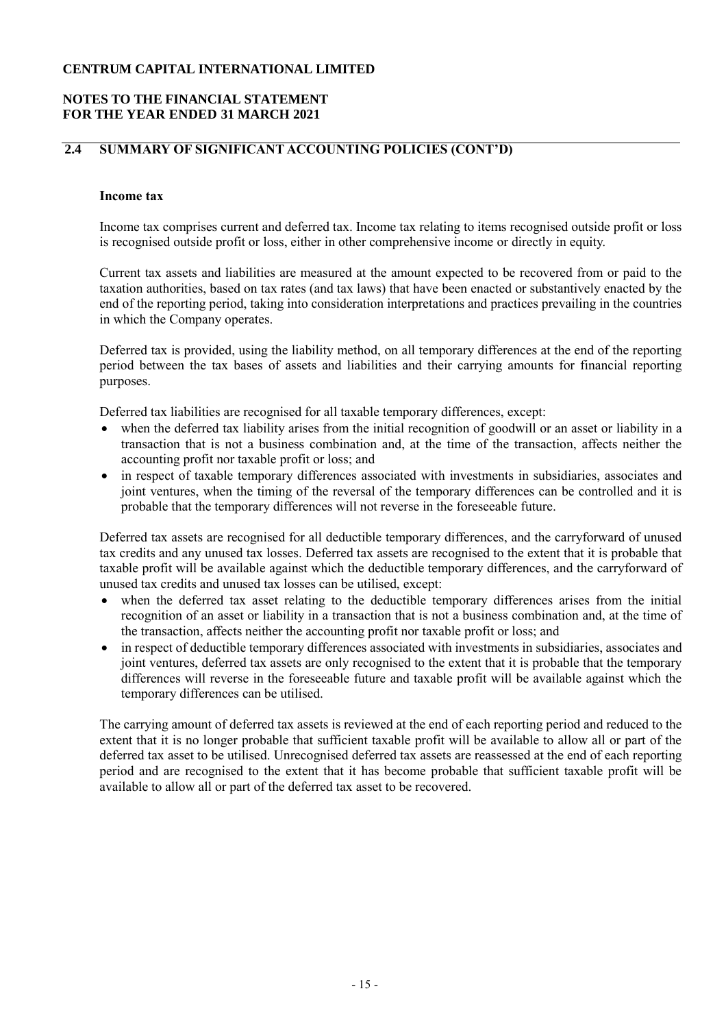## 2.4 SUMMARY OF SIGNIFICANT ACCOUNTING POLICIES (CONT'D)

### Income tax

Income tax comprises current and deferred tax. Income tax relating to items recognised outside profit or loss is recognised outside profit or loss, either in other comprehensive income or directly in equity.

Current tax assets and liabilities are measured at the amount expected to be recovered from or paid to the taxation authorities, based on tax rates (and tax laws) that have been enacted or substantively enacted by the end of the reporting period, taking into consideration interpretations and practices prevailing in the countries in which the Company operates.

Deferred tax is provided, using the liability method, on all temporary differences at the end of the reporting period between the tax bases of assets and liabilities and their carrying amounts for financial reporting purposes.

Deferred tax liabilities are recognised for all taxable temporary differences, except:

- when the deferred tax liability arises from the initial recognition of goodwill or an asset or liability in a transaction that is not a business combination and, at the time of the transaction, affects neither the accounting profit nor taxable profit or loss; and
- in respect of taxable temporary differences associated with investments in subsidiaries, associates and joint ventures, when the timing of the reversal of the temporary differences can be controlled and it is probable that the temporary differences will not reverse in the foreseeable future.

Deferred tax assets are recognised for all deductible temporary differences, and the carryforward of unused tax credits and any unused tax losses. Deferred tax assets are recognised to the extent that it is probable that taxable profit will be available against which the deductible temporary differences, and the carryforward of unused tax credits and unused tax losses can be utilised, except:

- when the deferred tax asset relating to the deductible temporary differences arises from the initial recognition of an asset or liability in a transaction that is not a business combination and, at the time of the transaction, affects neither the accounting profit nor taxable profit or loss; and
- in respect of deductible temporary differences associated with investments in subsidiaries, associates and joint ventures, deferred tax assets are only recognised to the extent that it is probable that the temporary differences will reverse in the foreseeable future and taxable profit will be available against which the temporary differences can be utilised.

The carrying amount of deferred tax assets is reviewed at the end of each reporting period and reduced to the extent that it is no longer probable that sufficient taxable profit will be available to allow all or part of the deferred tax asset to be utilised. Unrecognised deferred tax assets are reassessed at the end of each reporting period and are recognised to the extent that it has become probable that sufficient taxable profit will be available to allow all or part of the deferred tax asset to be recovered.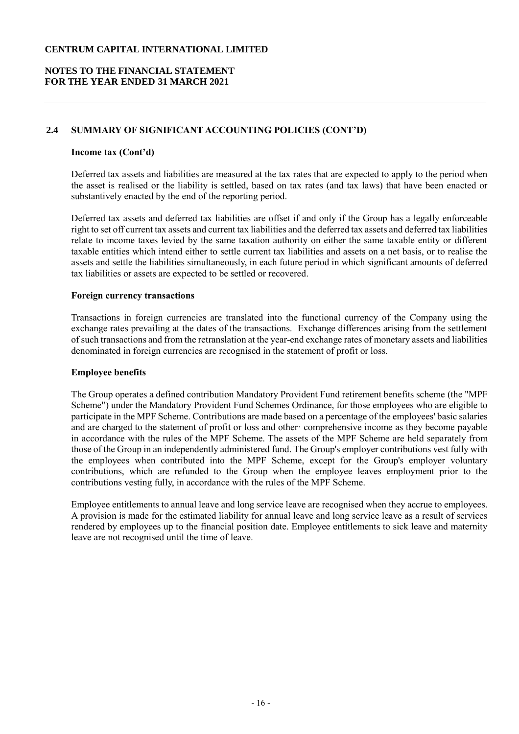## 2.4 SUMMARY OF SIGNIFICANT ACCOUNTING POLICIES (CONT'D)

**Income tax (Cont'd)**

Deferred tax assets and liabilities are measured at the tax rates that are expected to apply to the period when the asset is realised or the liability is settled, based on tax rates (and tax laws) that have been enacted or substantively enacted by the end of the reporting period.

Deferred tax assets and deferred tax liabilities are offset if and only if the Group has a legally enforceable right to set off current tax assets and current tax liabilities and the deferred tax assets and deferred tax liabilities relate to income taxes levied by the same taxation authority on either the same taxable entity or different taxable entities which intend either to settle current tax liabilities and assets on a net basis, or to realise the assets and settle the liabilities simultaneously, in each future period in which significant amounts of deferred tax liabilities or assets are expected to be settled or recovered.

**Foreign currency transactions**

Transactions in foreign currencies are translated into the functional currency of the Company using the exchange rates prevailing at the dates of the transactions. Exchange differences arising from the settlement of such transactions and from the retranslation at the year-end exchange rates of monetary assets and liabilities denominated in foreign currencies are recognised in the statement of profit or loss.

**Employee benefits**

The Group operates a defined contribution Mandatory Provident Fund retirement benefits scheme (the "MPF Scheme") under the Mandatory Provident Fund Schemes Ordinance, for those employees who are eligible to participate in the MPF Scheme. Contributions are made based on a percentage of the employees' basic salaries and are charged to the statement of profit or loss and other· comprehensive income as they become payable in accordance with the rules of the MPF Scheme. The assets of the MPF Scheme are held separately from those of the Group in an independently administered fund. The Group's employer contributions vest fully with the employees when contributed into the MPF Scheme, except for the Group's employer voluntary contributions, which are refunded to the Group when the employee leaves employment prior to the contributions vesting fully, in accordance with the rules of the MPF Scheme.

Employee entitlements to annual leave and long service leave are recognised when they accrue to employees. A provision is made for the estimated liability for annual leave and long service leave as a result of services rendered by employees up to the financial position date. Employee entitlements to sick leave and maternity leave are not recognised until the time of leave.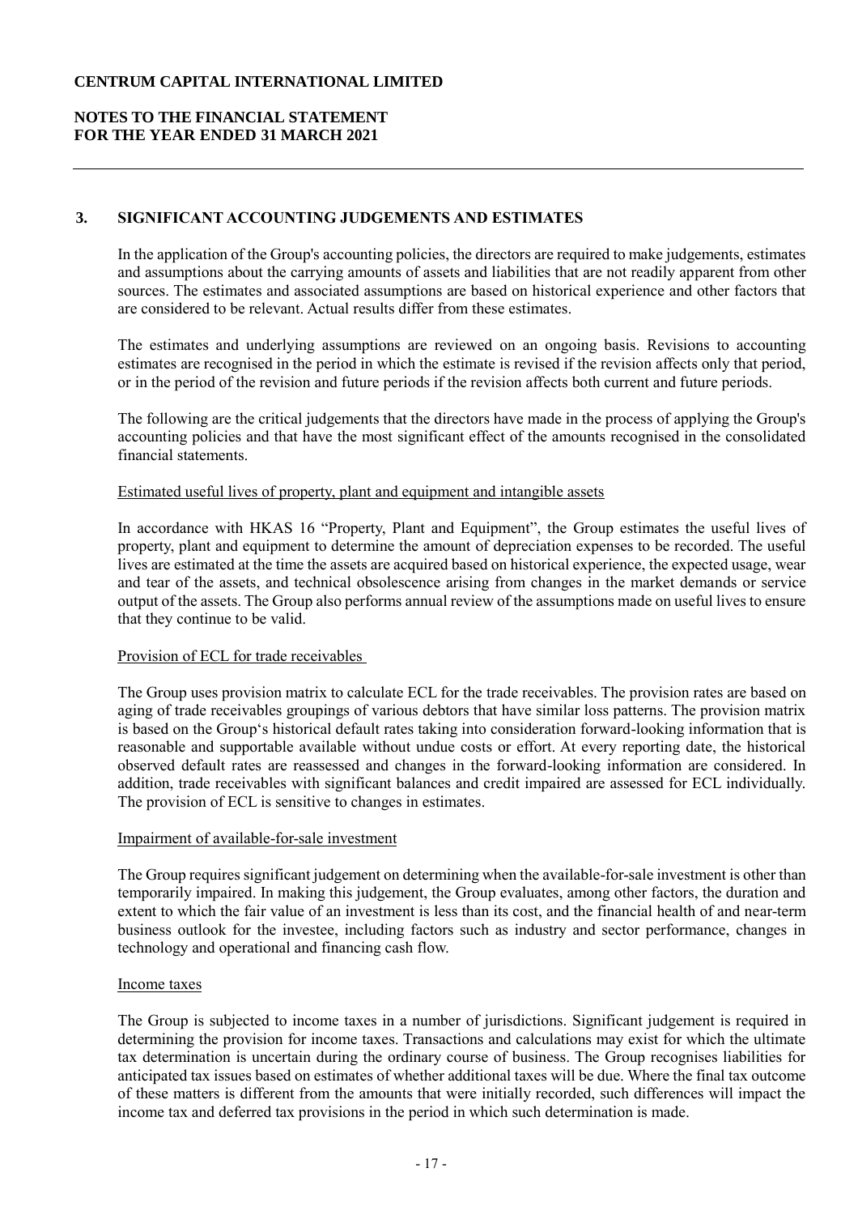## 3. SIGNIFICANT ACCOUNTING JUDGEMENTS AND ESTIMATES

In the application of the Group's accounting policies, the directors are required to make judgements, estimates and assumptions about the carrying amounts of assets and liabilities that are not readily apparent from other sources. The estimates and associated assumptions are based on historical experience and other factors that are considered to be relevant. Actual results differ from these estimates.

The estimates and underlying assumptions are reviewed on an ongoing basis. Revisions to accounting estimates are recognised in the period in which the estimate is revised if the revision affects only that period, or in the period of the revision and future periods if the revision affects both current and future periods.

The following are the critical judgements that the directors have made in the process of applying the Group's accounting policies and that have the most significant effect of the amounts recognised in the consolidated financial statements.

### Estimated useful lives of property, plant and equipment and intangible assets

In accordance with HKAS 16 "Property, Plant and Equipment", the Group estimates the useful lives of property, plant and equipment to determine the amount of depreciation expenses to be recorded. The useful lives are estimated at the time the assets are acquired based on historical experience, the expected usage, wear and tear of the assets, and technical obsolescence arising from changes in the market demands or service output of the assets. The Group also performs annual review of the assumptions made on useful lives to ensure that they continue to be valid.

### Provision of ECL for trade receivables

The Group uses provision matrix to calculate ECL for the trade receivables. The provision rates are based on aging of trade receivables groupings of various debtors that have similar loss patterns. The provision matrix is based on the Group's historical default rates taking into consideration forward-looking information that is reasonable and supportable available without undue costs or effort. At every reporting date, the historical observed default rates are reassessed and changes in the forward-looking information are considered. In addition, trade receivables with significant balances and credit impaired are assessed for ECL individually. The provision of ECL is sensitive to changes in estimates.

### Impairment of available-for-sale investment

The Group requires significant judgement on determining when the available-for-sale investment is other than temporarily impaired. In making this judgement, the Group evaluates, among other factors, the duration and extent to which the fair value of an investment is less than its cost, and the financial health of and near-term business outlook for the investee, including factors such as industry and sector performance, changes in technology and operational and financing cash flow.

### Income taxes

The Group is subjected to income taxes in a number of jurisdictions. Significant judgement is required in determining the provision for income taxes. Transactions and calculations may exist for which the ultimate tax determination is uncertain during the ordinary course of business. The Group recognises liabilities for anticipated tax issues based on estimates of whether additional taxes will be due. Where the final tax outcome of these matters is different from the amounts that were initially recorded, such differences will impact the income tax and deferred tax provisions in the period in which such determination is made.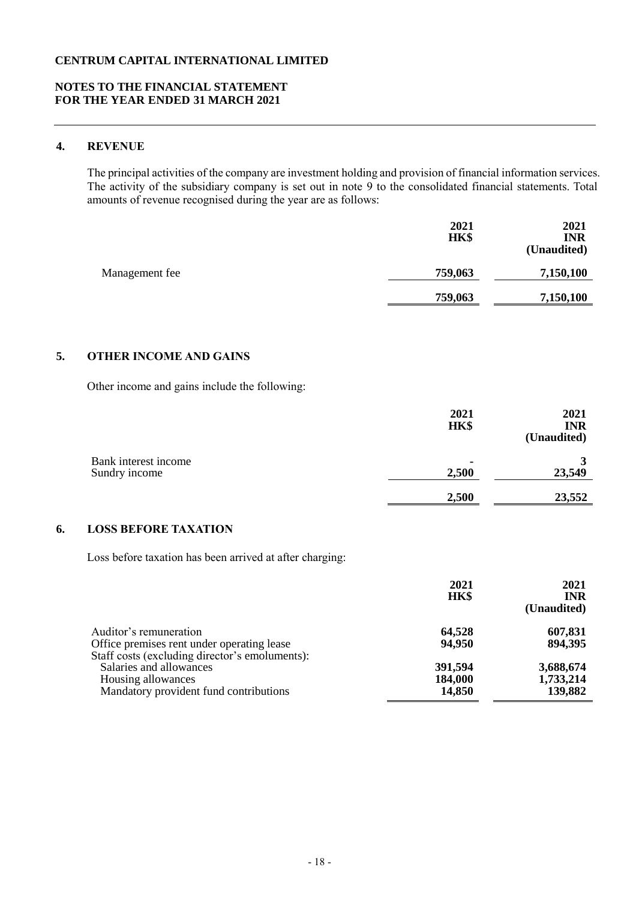**CENTRUM CAPITAL INTERNATIONAL LIMITED**

**NOTES TO THE FINANCIAL STATEMENT FOR THE YEAR ENDED 31 MARCH 2021**

## 4. REVENUE

The principal activities of the company are investment holding and provision of financial information services. The activity of the subsidiary company is set out in note 9 to the consolidated financial statements. Total amounts of revenue recognised during the year are as follows:

| | 2021 HK$ | 2021 INR (Unaudited) |
|---|---|---|
| Management fee | 759,063 | 7,150,100 |
| | 759,063 | 7,150,100 |

## 5. OTHER INCOME AND GAINS

Other income and gains include the following:

| | 2021 HK$ | 2021 INR (Unaudited) |
|---|---|---|
| Bank interest income | - | 3 |
| Sundry income | 2,500 | 23,549 |
| | 2,500 | 23,552 |

## 6. LOSS BEFORE TAXATION

Loss before taxation has been arrived at after charging:

| | 2021 HK$ | 2021 INR (Unaudited) |
|---|---|---|
| Auditor's remuneration | 64,528 | 607,831 |
| Office premises rent under operating lease | 94,950 | 894,395 |
| Staff costs (excluding director's emoluments): | | |
| Salaries and allowances | 391,594 | 3,688,674 |
| Housing allowances | 184,000 | 1,733,214 |
| Mandatory provident fund contributions | 14,850 | 139,882 |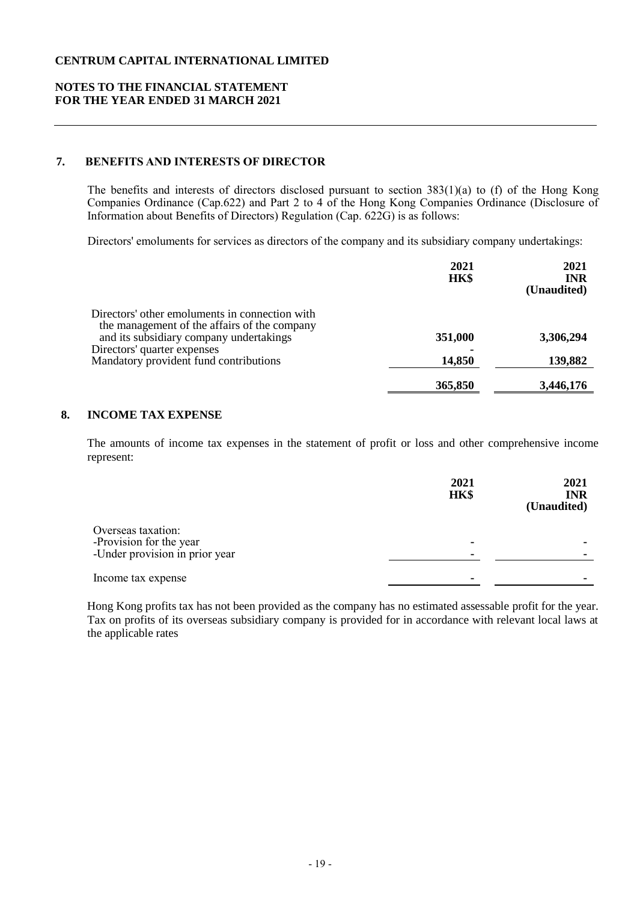**CENTRUM CAPITAL INTERNATIONAL LIMITED**

**NOTES TO THE FINANCIAL STATEMENT FOR THE YEAR ENDED 31 MARCH 2021**

## 7. BENEFITS AND INTERESTS OF DIRECTOR

The benefits and interests of directors disclosed pursuant to section 383(1)(a) to (f) of the Hong Kong Companies Ordinance (Cap.622) and Part 2 to 4 of the Hong Kong Companies Ordinance (Disclosure of Information about Benefits of Directors) Regulation (Cap. 622G) is as follows:

Directors' emoluments for services as directors of the company and its subsidiary company undertakings:

| | 2021 HK$ | 2021 INR (Unaudited) |
|---|---|---|
| Directors' other emoluments in connection with the management of the affairs of the company and its subsidiary company undertakings | 351,000 | 3,306,294 |
| Directors' quarter expenses | - | |
| Mandatory provident fund contributions | 14,850 | 139,882 |
| | 365,850 | 3,446,176 |

## 8. INCOME TAX EXPENSE

The amounts of income tax expenses in the statement of profit or loss and other comprehensive income represent:

| | 2021 HK$ | 2021 INR (Unaudited) |
|---|---|---|
| Overseas taxation: | | |
| -Provision for the year | - | - |
| -Under provision in prior year | - | - |
| Income tax expense | - | - |

Hong Kong profits tax has not been provided as the company has no estimated assessable profit for the year. Tax on profits of its overseas subsidiary company is provided for in accordance with relevant local laws at the applicable rates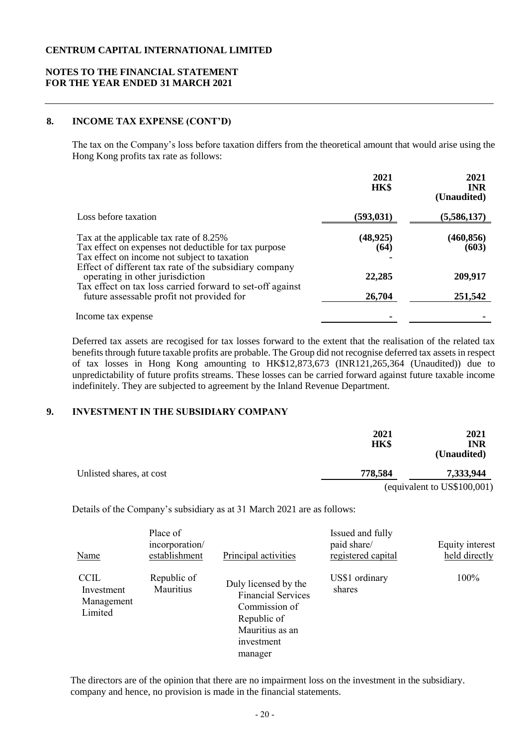**CENTRUM CAPITAL INTERNATIONAL LIMITED**

**NOTES TO THE FINANCIAL STATEMENT**
**FOR THE YEAR ENDED 31 MARCH 2021**

## 8. INCOME TAX EXPENSE (CONT'D)

The tax on the Company's loss before taxation differs from the theoretical amount that would arise using the Hong Kong profits tax rate as follows:

| | 2021 HK$ | 2021 INR (Unaudited) |
|---|---|---|
| Loss before taxation | (593,031) | (5,586,137) |
| Tax at the applicable tax rate of 8.25% | (48,925) | (460,856) |
| Tax effect on expenses not deductible for tax purpose | (64) | (603) |
| Tax effect on income not subject to taxation | - | |
| Effect of different tax rate of the subsidiary company operating in other jurisdiction | 22,285 | 209,917 |
| Tax effect on tax loss carried forward to set-off against future assessable profit not provided for | 26,704 | 251,542 |
| Income tax expense | - | - |

Deferred tax assets are recogised for tax losses forward to the extent that the realisation of the related tax benefits through future taxable profits are probable. The Group did not recognise deferred tax assets in respect of tax losses in Hong Kong amounting to HK$12,873,673 (INR121,265,364 (Unaudited)) due to unpredictability of future profits streams. These losses can be carried forward against future taxable income indefinitely. They are subjected to agreement by the Inland Revenue Department.

## 9. INVESTMENT IN THE SUBSIDIARY COMPANY

| | 2021 HK$ | 2021 INR (Unaudited) |
|---|---|---|
| Unlisted shares, at cost | 778,584 | 7,333,944 |
| | | (equivalent to US$100,001) |

Details of the Company's subsidiary as at 31 March 2021 are as follows:

| Name | Place of incorporation/ establishment | Principal activities | Issued and fully paid share/ registered capital | Equity interest held directly |
|---|---|---|---|---|
| CCIL Investment Management Limited | Republic of Mauritius | Duly licensed by the Financial Services Commission of Republic of Mauritius as an investment manager | US$1 ordinary shares | 100% |

The directors are of the opinion that there are no impairment loss on the investment in the subsidiary. company and hence, no provision is made in the financial statements.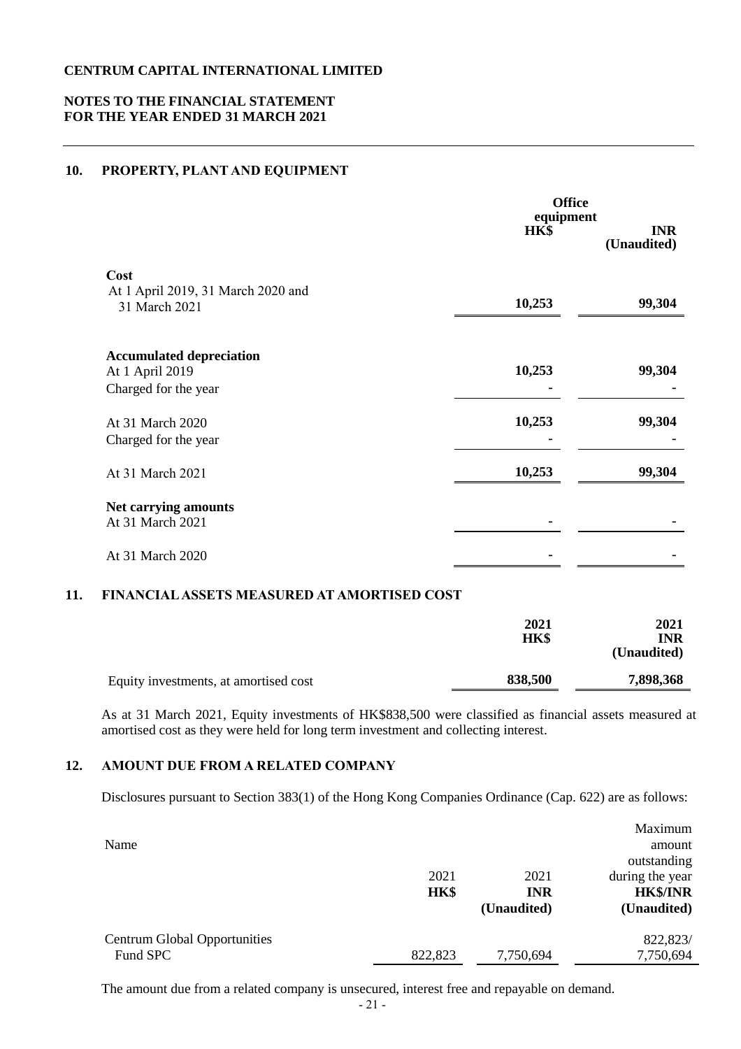**CENTRUM CAPITAL INTERNATIONAL LIMITED**

**NOTES TO THE FINANCIAL STATEMENT**
**FOR THE YEAR ENDED 31 MARCH 2021**

## 10. PROPERTY, PLANT AND EQUIPMENT

| | Office equipment HK$ | INR (Unaudited) |
|---|---|---|
| **Cost** | | |
| At 1 April 2019, 31 March 2020 and 31 March 2021 | **10,253** | **99,304** |
| **Accumulated depreciation** | | |
| At 1 April 2019 | **10,253** | **99,304** |
| Charged for the year | - | - |
| At 31 March 2020 | **10,253** | **99,304** |
| Charged for the year | - | - |
| At 31 March 2021 | **10,253** | **99,304** |
| **Net carrying amounts** | | |
| At 31 March 2021 | - | - |
| At 31 March 2020 | - | - |

## 11. FINANCIAL ASSETS MEASURED AT AMORTISED COST

| | 2021 HK$ | 2021 INR (Unaudited) |
|---|---|---|
| Equity investments, at amortised cost | **838,500** | **7,898,368** |

As at 31 March 2021, Equity investments of HK$838,500 were classified as financial assets measured at amortised cost as they were held for long term investment and collecting interest.

## 12. AMOUNT DUE FROM A RELATED COMPANY

Disclosures pursuant to Section 383(1) of the Hong Kong Companies Ordinance (Cap. 622) are as follows:

| Name | 2021 HK$ | 2021 INR (Unaudited) | Maximum amount outstanding during the year HK$/INR (Unaudited) |
|---|---|---|---|
| Centrum Global Opportunities Fund SPC | 822,823 | 7,750,694 | 822,823/ 7,750,694 |

The amount due from a related company is unsecured, interest free and repayable on demand.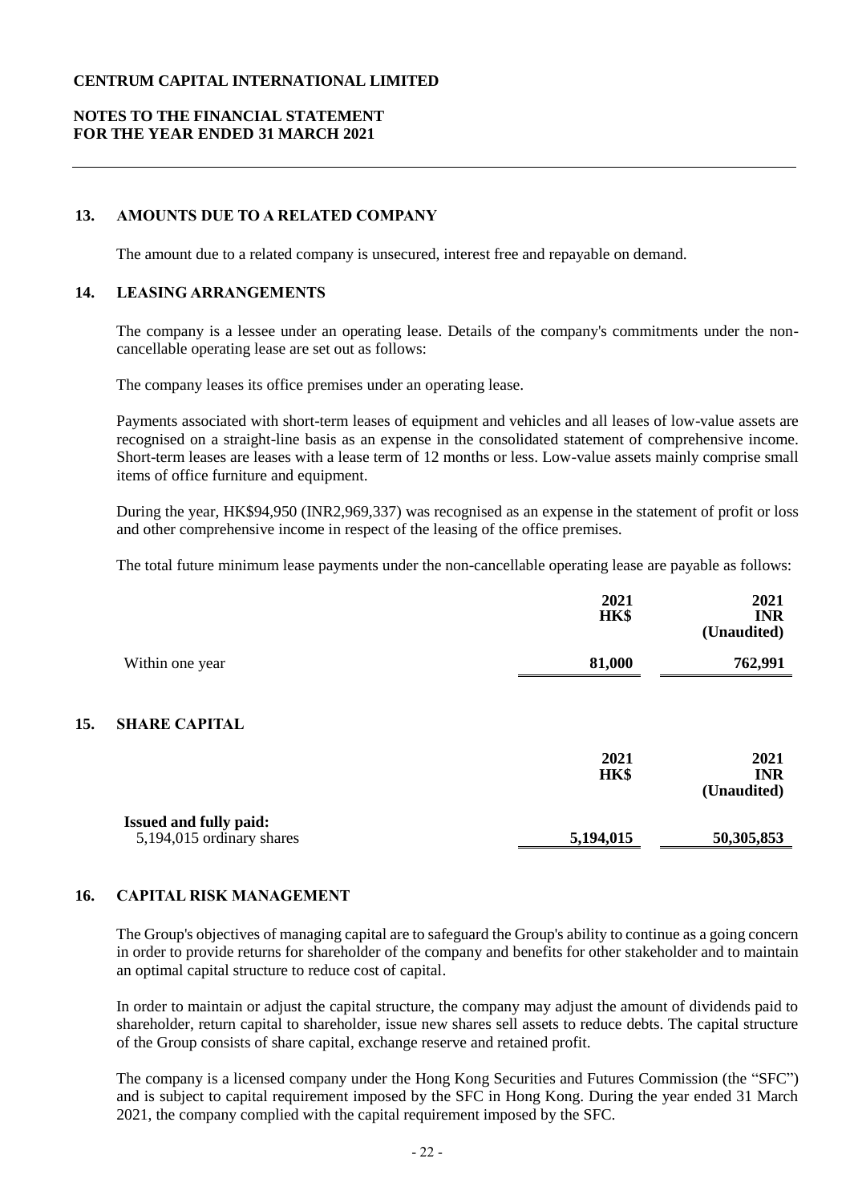## 13. AMOUNTS DUE TO A RELATED COMPANY

The amount due to a related company is unsecured, interest free and repayable on demand.

## 14. LEASING ARRANGEMENTS

The company is a lessee under an operating lease. Details of the company's commitments under the non-cancellable operating lease are set out as follows:

The company leases its office premises under an operating lease.

Payments associated with short-term leases of equipment and vehicles and all leases of low-value assets are recognised on a straight-line basis as an expense in the consolidated statement of comprehensive income. Short-term leases are leases with a lease term of 12 months or less. Low-value assets mainly comprise small items of office furniture and equipment.

During the year, HK$94,950 (INR2,969,337) was recognised as an expense in the statement of profit or loss and other comprehensive income in respect of the leasing of the office premises.

The total future minimum lease payments under the non-cancellable operating lease are payable as follows:

| | 2021 HK$ | 2021 INR (Unaudited) |
|---|---|---|
| Within one year | **81,000** | **762,991** |

## 15. SHARE CAPITAL

| | 2021 HK$ | 2021 INR (Unaudited) |
|---|---|---|
| **Issued and fully paid:** | | |
| 5,194,015 ordinary shares | **5,194,015** | **50,305,853** |

## 16. CAPITAL RISK MANAGEMENT

The Group's objectives of managing capital are to safeguard the Group's ability to continue as a going concern in order to provide returns for shareholder of the company and benefits for other stakeholder and to maintain an optimal capital structure to reduce cost of capital.

In order to maintain or adjust the capital structure, the company may adjust the amount of dividends paid to shareholder, return capital to shareholder, issue new shares sell assets to reduce debts. The capital structure of the Group consists of share capital, exchange reserve and retained profit.

The company is a licensed company under the Hong Kong Securities and Futures Commission (the "SFC") and is subject to capital requirement imposed by the SFC in Hong Kong. During the year ended 31 March 2021, the company complied with the capital requirement imposed by the SFC.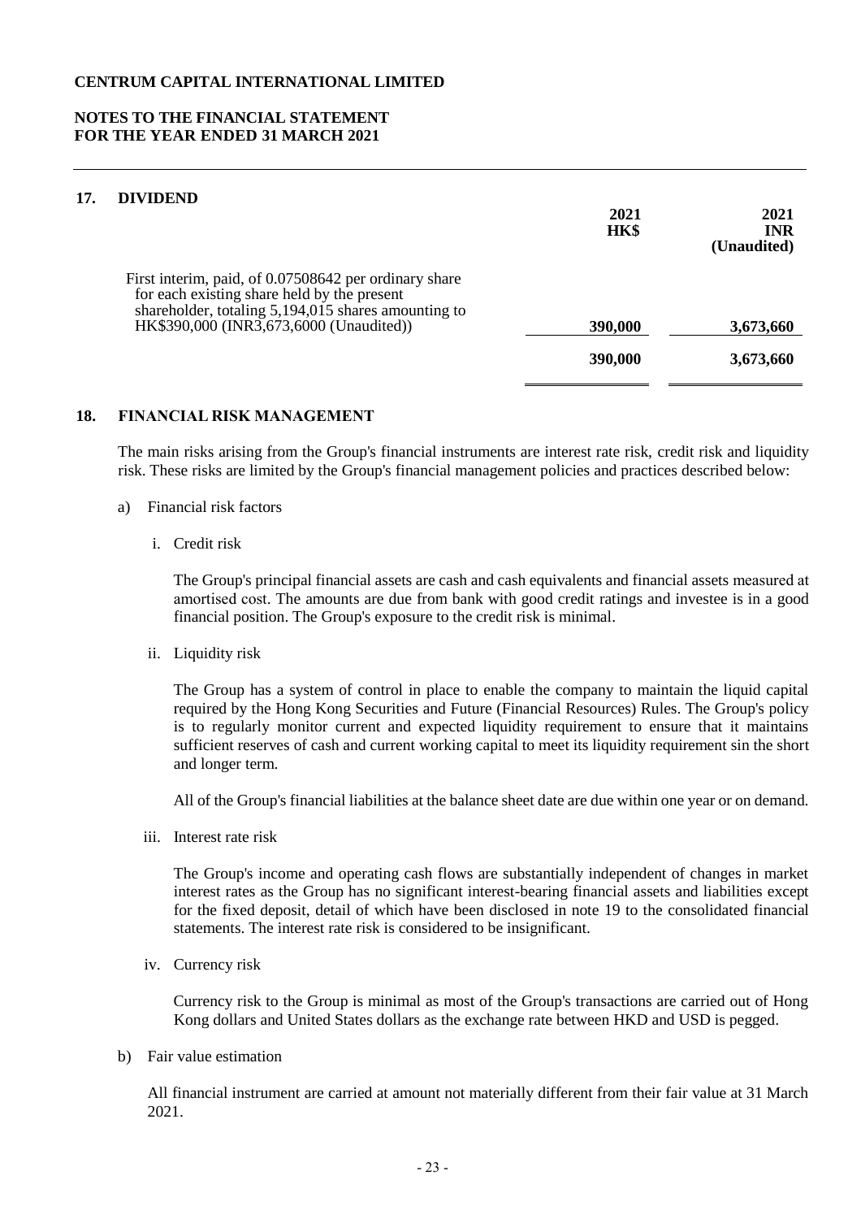**CENTRUM CAPITAL INTERNATIONAL LIMITED**

**NOTES TO THE FINANCIAL STATEMENT**
**FOR THE YEAR ENDED 31 MARCH 2021**

## 17. DIVIDEND

| | 2021 HK$ | 2021 INR (Unaudited) |
|---|---|---|
| First interim, paid, of 0.07508642 per ordinary share for each existing share held by the present shareholder, totaling 5,194,015 shares amounting to HK$390,000 (INR3,673,6000 (Unaudited)) | 390,000 | 3,673,660 |
| | **390,000** | **3,673,660** |

## 18. FINANCIAL RISK MANAGEMENT

The main risks arising from the Group's financial instruments are interest rate risk, credit risk and liquidity risk. These risks are limited by the Group's financial management policies and practices described below:

a) Financial risk factors

i. Credit risk

The Group's principal financial assets are cash and cash equivalents and financial assets measured at amortised cost. The amounts are due from bank with good credit ratings and investee is in a good financial position. The Group's exposure to the credit risk is minimal.

ii. Liquidity risk

The Group has a system of control in place to enable the company to maintain the liquid capital required by the Hong Kong Securities and Future (Financial Resources) Rules. The Group's policy is to regularly monitor current and expected liquidity requirement to ensure that it maintains sufficient reserves of cash and current working capital to meet its liquidity requirement sin the short and longer term.

All of the Group's financial liabilities at the balance sheet date are due within one year or on demand.

iii. Interest rate risk

The Group's income and operating cash flows are substantially independent of changes in market interest rates as the Group has no significant interest-bearing financial assets and liabilities except for the fixed deposit, detail of which have been disclosed in note 19 to the consolidated financial statements. The interest rate risk is considered to be insignificant.

iv. Currency risk

Currency risk to the Group is minimal as most of the Group's transactions are carried out of Hong Kong dollars and United States dollars as the exchange rate between HKD and USD is pegged.

b) Fair value estimation

All financial instrument are carried at amount not materially different from their fair value at 31 March 2021.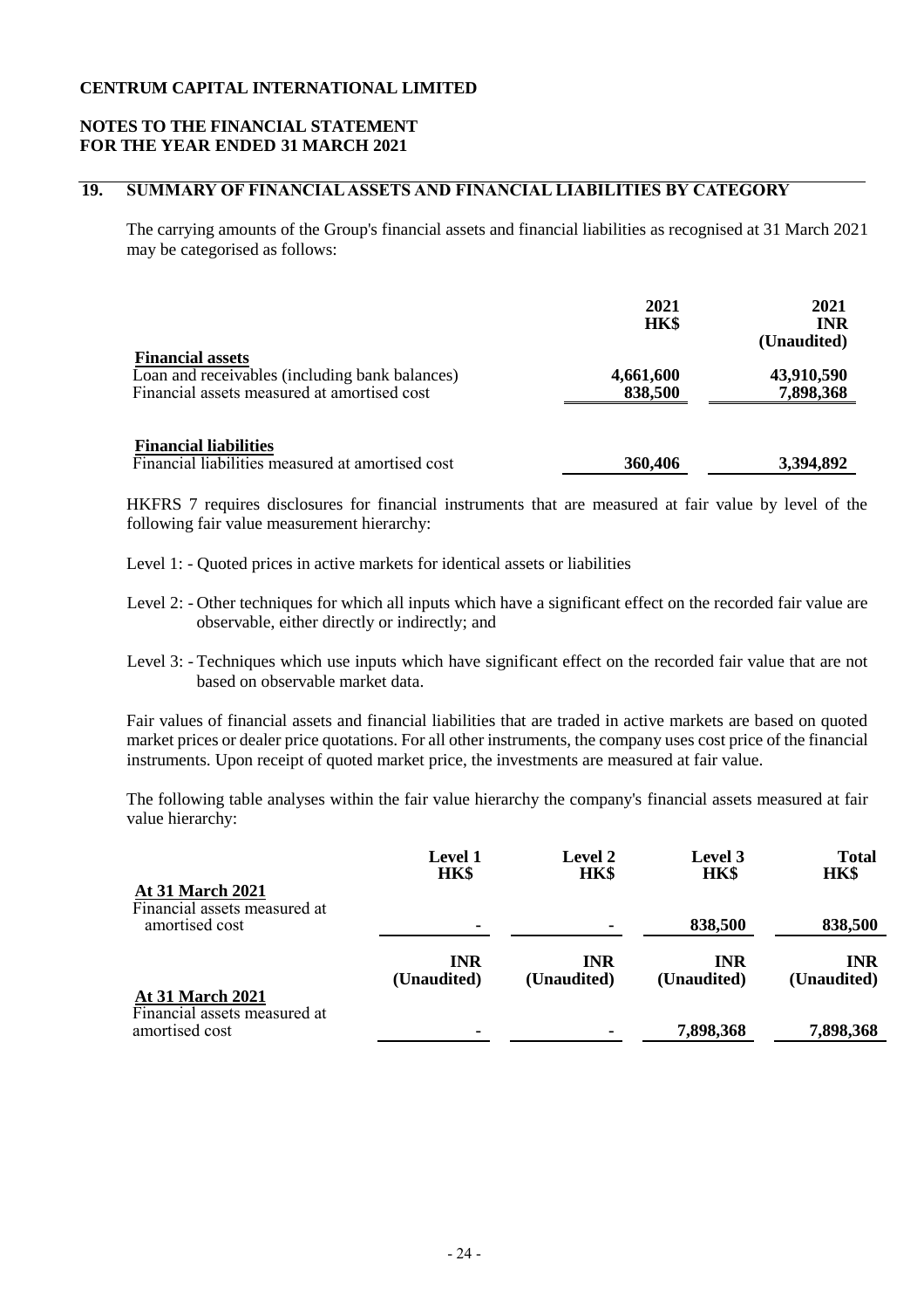**CENTRUM CAPITAL INTERNATIONAL LIMITED**

**NOTES TO THE FINANCIAL STATEMENT**
**FOR THE YEAR ENDED 31 MARCH 2021**

## 19. SUMMARY OF FINANCIAL ASSETS AND FINANCIAL LIABILITIES BY CATEGORY

The carrying amounts of the Group's financial assets and financial liabilities as recognised at 31 March 2021 may be categorised as follows:

| | 2021 HK$ | 2021 INR (Unaudited) |
|---|---|---|
| **Financial assets** | | |
| Loan and receivables (including bank balances) | 4,661,600 | 43,910,590 |
| Financial assets measured at amortised cost | 838,500 | 7,898,368 |
| **Financial liabilities** | | |
| Financial liabilities measured at amortised cost | 360,406 | 3,394,892 |

HKFRS 7 requires disclosures for financial instruments that are measured at fair value by level of the following fair value measurement hierarchy:

Level 1: - Quoted prices in active markets for identical assets or liabilities

Level 2: - Other techniques for which all inputs which have a significant effect on the recorded fair value are observable, either directly or indirectly; and

Level 3: - Techniques which use inputs which have significant effect on the recorded fair value that are not based on observable market data.

Fair values of financial assets and financial liabilities that are traded in active markets are based on quoted market prices or dealer price quotations. For all other instruments, the company uses cost price of the financial instruments. Upon receipt of quoted market price, the investments are measured at fair value.

The following table analyses within the fair value hierarchy the company's financial assets measured at fair value hierarchy:

| | Level 1 HK$ | Level 2 HK$ | Level 3 HK$ | Total HK$ |
|---|---|---|---|---|
| **At 31 March 2021** | | | | |
| Financial assets measured at amortised cost | - | - | 838,500 | 838,500 |

| | INR (Unaudited) | INR (Unaudited) | INR (Unaudited) | INR (Unaudited) |
|---|---|---|---|---|
| **At 31 March 2021** | | | | |
| Financial assets measured at amortised cost | - | - | 7,898,368 | 7,898,368 |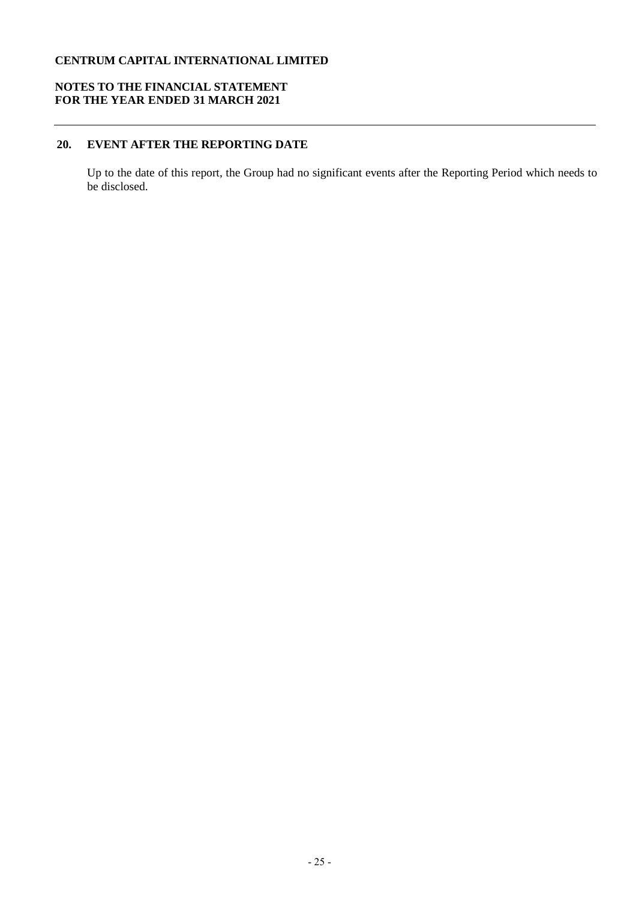## 20. EVENT AFTER THE REPORTING DATE

Up to the date of this report, the Group had no significant events after the Reporting Period which needs to be disclosed.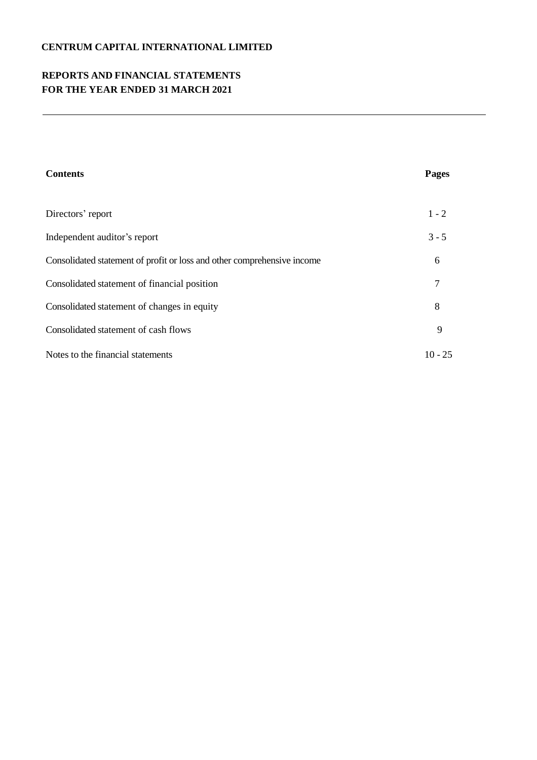**CENTRUM CAPITAL INTERNATIONAL LIMITED**

**REPORTS AND FINANCIAL STATEMENTS**
**FOR THE YEAR ENDED 31 MARCH 2021**

---

| **Contents** | **Pages** |
|---|---|
| Directors' report | 1 - 2 |
| Independent auditor's report | 3 - 5 |
| Consolidated statement of profit or loss and other comprehensive income | 6 |
| Consolidated statement of financial position | 7 |
| Consolidated statement of changes in equity | 8 |
| Consolidated statement of cash flows | 9 |
| Notes to the financial statements | 10 - 25 |